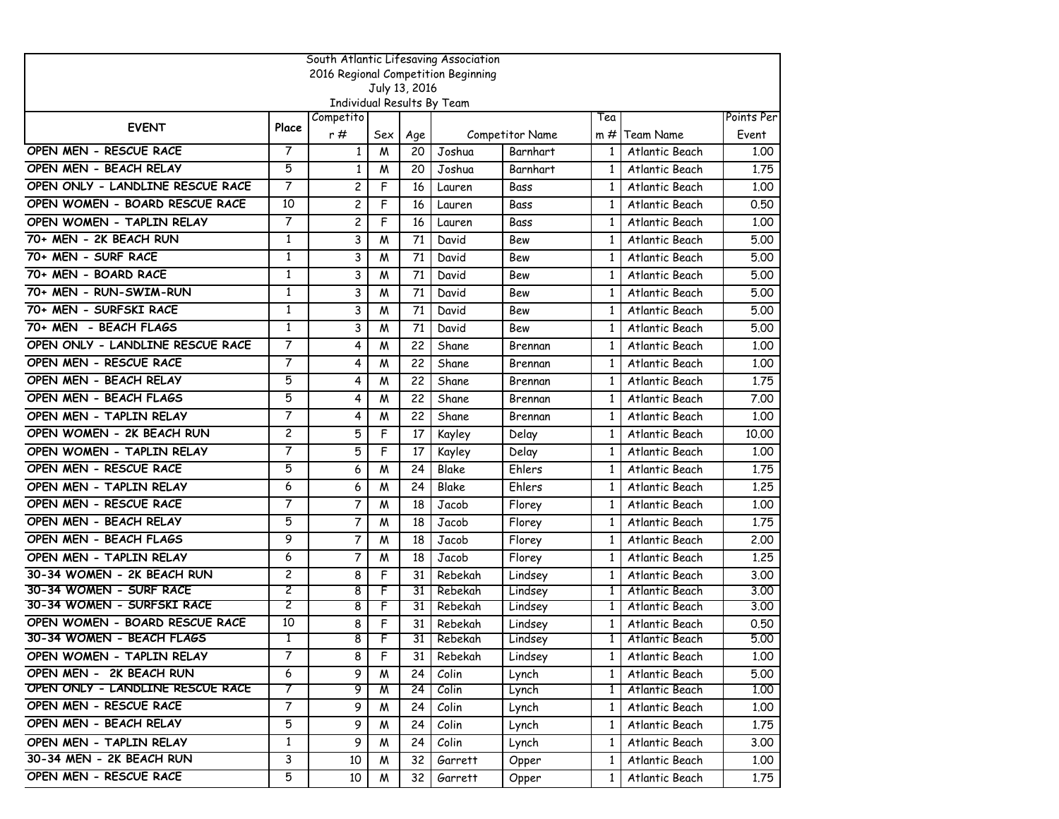South Atlantic Lifesaving Association
2016 Regional Competition Beginning
July 13, 2016
Individual Results By Team

| EVENT | Place | Competitor # | Sex | Age | Competitor Name | | Team # | Team Name | Points Per Event |
|---|---|---|---|---|---|---|---|---|---|
| OPEN MEN - RESCUE RACE | 7 | 1 | M | 20 | Joshua | Barnhart | 1 | Atlantic Beach | 1.00 |
| OPEN MEN - BEACH RELAY | 5 | 1 | M | 20 | Joshua | Barnhart | 1 | Atlantic Beach | 1.75 |
| OPEN ONLY - LANDLINE RESCUE RACE | 7 | 2 | F | 16 | Lauren | Bass | 1 | Atlantic Beach | 1.00 |
| OPEN WOMEN - BOARD RESCUE RACE | 10 | 2 | F | 16 | Lauren | Bass | 1 | Atlantic Beach | 0.50 |
| OPEN WOMEN - TAPLIN RELAY | 7 | 2 | F | 16 | Lauren | Bass | 1 | Atlantic Beach | 1.00 |
| 70+ MEN - 2K BEACH RUN | 1 | 3 | M | 71 | David | Bew | 1 | Atlantic Beach | 5.00 |
| 70+ MEN - SURF RACE | 1 | 3 | M | 71 | David | Bew | 1 | Atlantic Beach | 5.00 |
| 70+ MEN - BOARD RACE | 1 | 3 | M | 71 | David | Bew | 1 | Atlantic Beach | 5.00 |
| 70+ MEN - RUN-SWIM-RUN | 1 | 3 | M | 71 | David | Bew | 1 | Atlantic Beach | 5.00 |
| 70+ MEN - SURFSKI RACE | 1 | 3 | M | 71 | David | Bew | 1 | Atlantic Beach | 5.00 |
| 70+ MEN - BEACH FLAGS | 1 | 3 | M | 71 | David | Bew | 1 | Atlantic Beach | 5.00 |
| OPEN ONLY - LANDLINE RESCUE RACE | 7 | 4 | M | 22 | Shane | Brennan | 1 | Atlantic Beach | 1.00 |
| OPEN MEN - RESCUE RACE | 7 | 4 | M | 22 | Shane | Brennan | 1 | Atlantic Beach | 1.00 |
| OPEN MEN - BEACH RELAY | 5 | 4 | M | 22 | Shane | Brennan | 1 | Atlantic Beach | 1.75 |
| OPEN MEN - BEACH FLAGS | 5 | 4 | M | 22 | Shane | Brennan | 1 | Atlantic Beach | 7.00 |
| OPEN MEN - TAPLIN RELAY | 7 | 4 | M | 22 | Shane | Brennan | 1 | Atlantic Beach | 1.00 |
| OPEN WOMEN - 2K BEACH RUN | 2 | 5 | F | 17 | Kayley | Delay | 1 | Atlantic Beach | 10.00 |
| OPEN WOMEN - TAPLIN RELAY | 7 | 5 | F | 17 | Kayley | Delay | 1 | Atlantic Beach | 1.00 |
| OPEN MEN - RESCUE RACE | 5 | 6 | M | 24 | Blake | Ehlers | 1 | Atlantic Beach | 1.75 |
| OPEN MEN - TAPLIN RELAY | 6 | 6 | M | 24 | Blake | Ehlers | 1 | Atlantic Beach | 1.25 |
| OPEN MEN - RESCUE RACE | 7 | 7 | M | 18 | Jacob | Florey | 1 | Atlantic Beach | 1.00 |
| OPEN MEN - BEACH RELAY | 5 | 7 | M | 18 | Jacob | Florey | 1 | Atlantic Beach | 1.75 |
| OPEN MEN - BEACH FLAGS | 9 | 7 | M | 18 | Jacob | Florey | 1 | Atlantic Beach | 2.00 |
| OPEN MEN - TAPLIN RELAY | 6 | 7 | M | 18 | Jacob | Florey | 1 | Atlantic Beach | 1.25 |
| 30-34 WOMEN - 2K BEACH RUN | 2 | 8 | F | 31 | Rebekah | Lindsey | 1 | Atlantic Beach | 3.00 |
| 30-34 WOMEN - SURF RACE | 2 | 8 | F | 31 | Rebekah | Lindsey | 1 | Atlantic Beach | 3.00 |
| 30-34 WOMEN - SURFSKI RACE | 2 | 8 | F | 31 | Rebekah | Lindsey | 1 | Atlantic Beach | 3.00 |
| OPEN WOMEN - BOARD RESCUE RACE | 10 | 8 | F | 31 | Rebekah | Lindsey | 1 | Atlantic Beach | 0.50 |
| 30-34 WOMEN - BEACH FLAGS | 1 | 8 | F | 31 | Rebekah | Lindsey | 1 | Atlantic Beach | 5.00 |
| OPEN WOMEN - TAPLIN RELAY | 7 | 8 | F | 31 | Rebekah | Lindsey | 1 | Atlantic Beach | 1.00 |
| OPEN MEN - 2K BEACH RUN | 6 | 9 | M | 24 | Colin | Lynch | 1 | Atlantic Beach | 5.00 |
| OPEN ONLY - LANDLINE RESCUE RACE | 7 | 9 | M | 24 | Colin | Lynch | 1 | Atlantic Beach | 1.00 |
| OPEN MEN - RESCUE RACE | 7 | 9 | M | 24 | Colin | Lynch | 1 | Atlantic Beach | 1.00 |
| OPEN MEN - BEACH RELAY | 5 | 9 | M | 24 | Colin | Lynch | 1 | Atlantic Beach | 1.75 |
| OPEN MEN - TAPLIN RELAY | 1 | 9 | M | 24 | Colin | Lynch | 1 | Atlantic Beach | 3.00 |
| 30-34 MEN - 2K BEACH RUN | 3 | 10 | M | 32 | Garrett | Opper | 1 | Atlantic Beach | 1.00 |
| OPEN MEN - RESCUE RACE | 5 | 10 | M | 32 | Garrett | Opper | 1 | Atlantic Beach | 1.75 |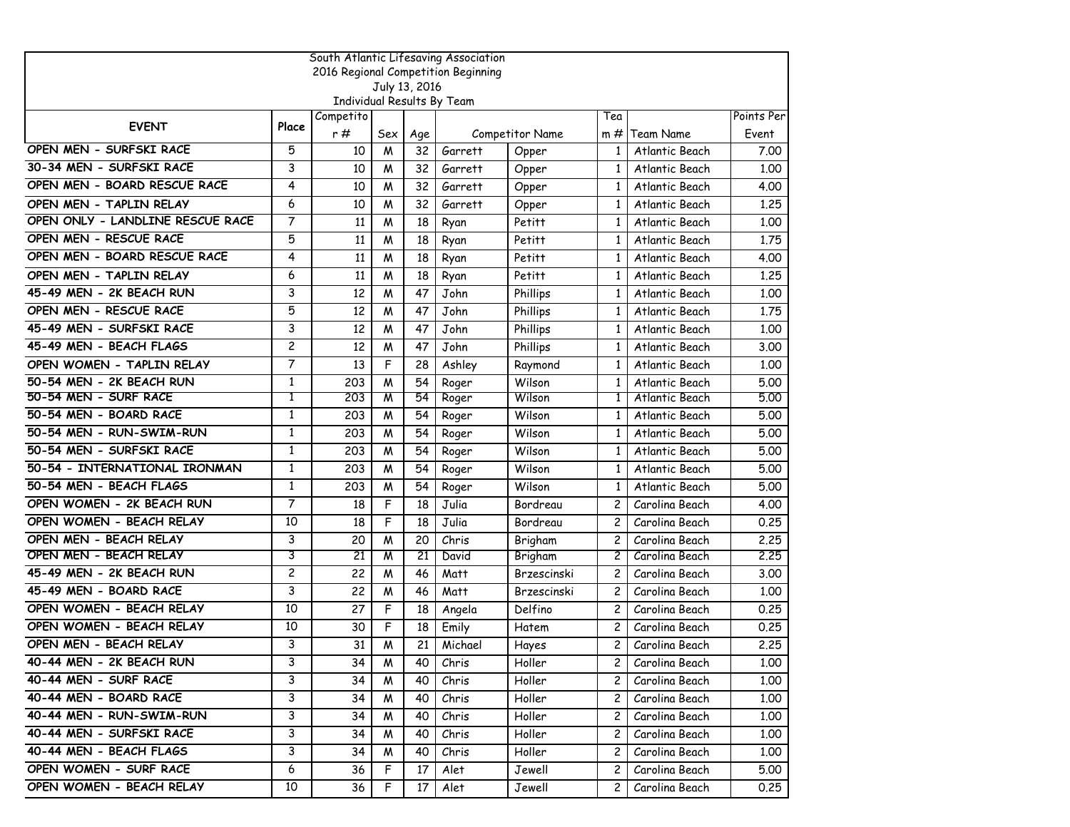South Atlantic Lifesaving Association
2016 Regional Competition Beginning
July 13, 2016
Individual Results By Team

| EVENT | Place | Competitor # | Sex | Age | Competitor Name | | Team # | Team Name | Points Per Event |
|---|---|---|---|---|---|---|---|---|---|
| OPEN MEN - SURFSKI RACE | 5 | 10 | M | 32 | Garrett | Opper | 1 | Atlantic Beach | 7.00 |
| 30-34 MEN - SURFSKI RACE | 3 | 10 | M | 32 | Garrett | Opper | 1 | Atlantic Beach | 1.00 |
| OPEN MEN - BOARD RESCUE RACE | 4 | 10 | M | 32 | Garrett | Opper | 1 | Atlantic Beach | 4.00 |
| OPEN MEN - TAPLIN RELAY | 6 | 10 | M | 32 | Garrett | Opper | 1 | Atlantic Beach | 1.25 |
| OPEN ONLY - LANDLINE RESCUE RACE | 7 | 11 | M | 18 | Ryan | Petitt | 1 | Atlantic Beach | 1.00 |
| OPEN MEN - RESCUE RACE | 5 | 11 | M | 18 | Ryan | Petitt | 1 | Atlantic Beach | 1.75 |
| OPEN MEN - BOARD RESCUE RACE | 4 | 11 | M | 18 | Ryan | Petitt | 1 | Atlantic Beach | 4.00 |
| OPEN MEN - TAPLIN RELAY | 6 | 11 | M | 18 | Ryan | Petitt | 1 | Atlantic Beach | 1.25 |
| 45-49 MEN - 2K BEACH RUN | 3 | 12 | M | 47 | John | Phillips | 1 | Atlantic Beach | 1.00 |
| OPEN MEN - RESCUE RACE | 5 | 12 | M | 47 | John | Phillips | 1 | Atlantic Beach | 1.75 |
| 45-49 MEN - SURFSKI RACE | 3 | 12 | M | 47 | John | Phillips | 1 | Atlantic Beach | 1.00 |
| 45-49 MEN - BEACH FLAGS | 2 | 12 | M | 47 | John | Phillips | 1 | Atlantic Beach | 3.00 |
| OPEN WOMEN - TAPLIN RELAY | 7 | 13 | F | 28 | Ashley | Raymond | 1 | Atlantic Beach | 1.00 |
| 50-54 MEN - 2K BEACH RUN | 1 | 203 | M | 54 | Roger | Wilson | 1 | Atlantic Beach | 5.00 |
| 50-54 MEN - SURF RACE | 1 | 203 | M | 54 | Roger | Wilson | 1 | Atlantic Beach | 5.00 |
| 50-54 MEN - BOARD RACE | 1 | 203 | M | 54 | Roger | Wilson | 1 | Atlantic Beach | 5.00 |
| 50-54 MEN - RUN-SWIM-RUN | 1 | 203 | M | 54 | Roger | Wilson | 1 | Atlantic Beach | 5.00 |
| 50-54 MEN - SURFSKI RACE | 1 | 203 | M | 54 | Roger | Wilson | 1 | Atlantic Beach | 5.00 |
| 50-54 - INTERNATIONAL IRONMAN | 1 | 203 | M | 54 | Roger | Wilson | 1 | Atlantic Beach | 5.00 |
| 50-54 MEN - BEACH FLAGS | 1 | 203 | M | 54 | Roger | Wilson | 1 | Atlantic Beach | 5.00 |
| OPEN WOMEN - 2K BEACH RUN | 7 | 18 | F | 18 | Julia | Bordreau | 2 | Carolina Beach | 4.00 |
| OPEN WOMEN - BEACH RELAY | 10 | 18 | F | 18 | Julia | Bordreau | 2 | Carolina Beach | 0.25 |
| OPEN MEN - BEACH RELAY | 3 | 20 | M | 20 | Chris | Brigham | 2 | Carolina Beach | 2.25 |
| OPEN MEN - BEACH RELAY | 3 | 21 | M | 21 | David | Brigham | 2 | Carolina Beach | 2.25 |
| 45-49 MEN - 2K BEACH RUN | 2 | 22 | M | 46 | Matt | Brzescinski | 2 | Carolina Beach | 3.00 |
| 45-49 MEN - BOARD RACE | 3 | 22 | M | 46 | Matt | Brzescinski | 2 | Carolina Beach | 1.00 |
| OPEN WOMEN - BEACH RELAY | 10 | 27 | F | 18 | Angela | Delfino | 2 | Carolina Beach | 0.25 |
| OPEN WOMEN - BEACH RELAY | 10 | 30 | F | 18 | Emily | Hatem | 2 | Carolina Beach | 0.25 |
| OPEN MEN - BEACH RELAY | 3 | 31 | M | 21 | Michael | Hayes | 2 | Carolina Beach | 2.25 |
| 40-44 MEN - 2K BEACH RUN | 3 | 34 | M | 40 | Chris | Holler | 2 | Carolina Beach | 1.00 |
| 40-44 MEN - SURF RACE | 3 | 34 | M | 40 | Chris | Holler | 2 | Carolina Beach | 1.00 |
| 40-44 MEN - BOARD RACE | 3 | 34 | M | 40 | Chris | Holler | 2 | Carolina Beach | 1.00 |
| 40-44 MEN - RUN-SWIM-RUN | 3 | 34 | M | 40 | Chris | Holler | 2 | Carolina Beach | 1.00 |
| 40-44 MEN - SURFSKI RACE | 3 | 34 | M | 40 | Chris | Holler | 2 | Carolina Beach | 1.00 |
| 40-44 MEN - BEACH FLAGS | 3 | 34 | M | 40 | Chris | Holler | 2 | Carolina Beach | 1.00 |
| OPEN WOMEN - SURF RACE | 6 | 36 | F | 17 | Alet | Jewell | 2 | Carolina Beach | 5.00 |
| OPEN WOMEN - BEACH RELAY | 10 | 36 | F | 17 | Alet | Jewell | 2 | Carolina Beach | 0.25 |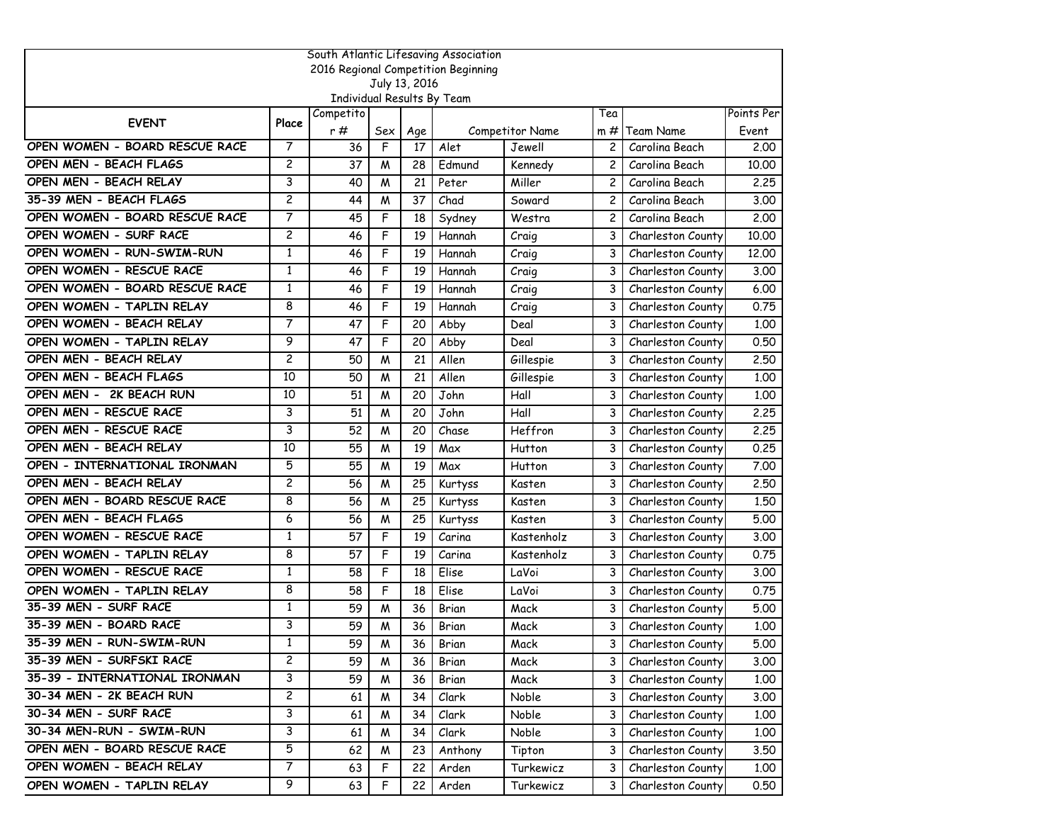South Atlantic Lifesaving Association
2016 Regional Competition Beginning
July 13, 2016
Individual Results By Team

| EVENT | Place | Competitor # | Sex | Age | Competitor Name | | Team # | Team Name | Points Per Event |
|---|---|---|---|---|---|---|---|---|---|
| OPEN WOMEN - BOARD RESCUE RACE | 7 | 36 | F | 17 | Alet | Jewell | 2 | Carolina Beach | 2.00 |
| OPEN MEN - BEACH FLAGS | 2 | 37 | M | 28 | Edmund | Kennedy | 2 | Carolina Beach | 10.00 |
| OPEN MEN - BEACH RELAY | 3 | 40 | M | 21 | Peter | Miller | 2 | Carolina Beach | 2.25 |
| 35-39 MEN - BEACH FLAGS | 2 | 44 | M | 37 | Chad | Soward | 2 | Carolina Beach | 3.00 |
| OPEN WOMEN - BOARD RESCUE RACE | 7 | 45 | F | 18 | Sydney | Westra | 2 | Carolina Beach | 2.00 |
| OPEN WOMEN - SURF RACE | 2 | 46 | F | 19 | Hannah | Craig | 3 | Charleston County | 10.00 |
| OPEN WOMEN - RUN-SWIM-RUN | 1 | 46 | F | 19 | Hannah | Craig | 3 | Charleston County | 12.00 |
| OPEN WOMEN - RESCUE RACE | 1 | 46 | F | 19 | Hannah | Craig | 3 | Charleston County | 3.00 |
| OPEN WOMEN - BOARD RESCUE RACE | 1 | 46 | F | 19 | Hannah | Craig | 3 | Charleston County | 6.00 |
| OPEN WOMEN - TAPLIN RELAY | 8 | 46 | F | 19 | Hannah | Craig | 3 | Charleston County | 0.75 |
| OPEN WOMEN - BEACH RELAY | 7 | 47 | F | 20 | Abby | Deal | 3 | Charleston County | 1.00 |
| OPEN WOMEN - TAPLIN RELAY | 9 | 47 | F | 20 | Abby | Deal | 3 | Charleston County | 0.50 |
| OPEN MEN - BEACH RELAY | 2 | 50 | M | 21 | Allen | Gillespie | 3 | Charleston County | 2.50 |
| OPEN MEN - BEACH FLAGS | 10 | 50 | M | 21 | Allen | Gillespie | 3 | Charleston County | 1.00 |
| OPEN MEN - 2K BEACH RUN | 10 | 51 | M | 20 | John | Hall | 3 | Charleston County | 1.00 |
| OPEN MEN - RESCUE RACE | 3 | 51 | M | 20 | John | Hall | 3 | Charleston County | 2.25 |
| OPEN MEN - RESCUE RACE | 3 | 52 | M | 20 | Chase | Heffron | 3 | Charleston County | 2.25 |
| OPEN MEN - BEACH RELAY | 10 | 55 | M | 19 | Max | Hutton | 3 | Charleston County | 0.25 |
| OPEN - INTERNATIONAL IRONMAN | 5 | 55 | M | 19 | Max | Hutton | 3 | Charleston County | 7.00 |
| OPEN MEN - BEACH RELAY | 2 | 56 | M | 25 | Kurtyss | Kasten | 3 | Charleston County | 2.50 |
| OPEN MEN - BOARD RESCUE RACE | 8 | 56 | M | 25 | Kurtyss | Kasten | 3 | Charleston County | 1.50 |
| OPEN MEN - BEACH FLAGS | 6 | 56 | M | 25 | Kurtyss | Kasten | 3 | Charleston County | 5.00 |
| OPEN WOMEN - RESCUE RACE | 1 | 57 | F | 19 | Carina | Kastenholz | 3 | Charleston County | 3.00 |
| OPEN WOMEN - TAPLIN RELAY | 8 | 57 | F | 19 | Carina | Kastenholz | 3 | Charleston County | 0.75 |
| OPEN WOMEN - RESCUE RACE | 1 | 58 | F | 18 | Elise | LaVoi | 3 | Charleston County | 3.00 |
| OPEN WOMEN - TAPLIN RELAY | 8 | 58 | F | 18 | Elise | LaVoi | 3 | Charleston County | 0.75 |
| 35-39 MEN - SURF RACE | 1 | 59 | M | 36 | Brian | Mack | 3 | Charleston County | 5.00 |
| 35-39 MEN - BOARD RACE | 3 | 59 | M | 36 | Brian | Mack | 3 | Charleston County | 1.00 |
| 35-39 MEN - RUN-SWIM-RUN | 1 | 59 | M | 36 | Brian | Mack | 3 | Charleston County | 5.00 |
| 35-39 MEN - SURFSKI RACE | 2 | 59 | M | 36 | Brian | Mack | 3 | Charleston County | 3.00 |
| 35-39 - INTERNATIONAL IRONMAN | 3 | 59 | M | 36 | Brian | Mack | 3 | Charleston County | 1.00 |
| 30-34 MEN - 2K BEACH RUN | 2 | 61 | M | 34 | Clark | Noble | 3 | Charleston County | 3.00 |
| 30-34 MEN - SURF RACE | 3 | 61 | M | 34 | Clark | Noble | 3 | Charleston County | 1.00 |
| 30-34 MEN-RUN - SWIM-RUN | 3 | 61 | M | 34 | Clark | Noble | 3 | Charleston County | 1.00 |
| OPEN MEN - BOARD RESCUE RACE | 5 | 62 | M | 23 | Anthony | Tipton | 3 | Charleston County | 3.50 |
| OPEN WOMEN - BEACH RELAY | 7 | 63 | F | 22 | Arden | Turkewicz | 3 | Charleston County | 1.00 |
| OPEN WOMEN - TAPLIN RELAY | 9 | 63 | F | 22 | Arden | Turkewicz | 3 | Charleston County | 0.50 |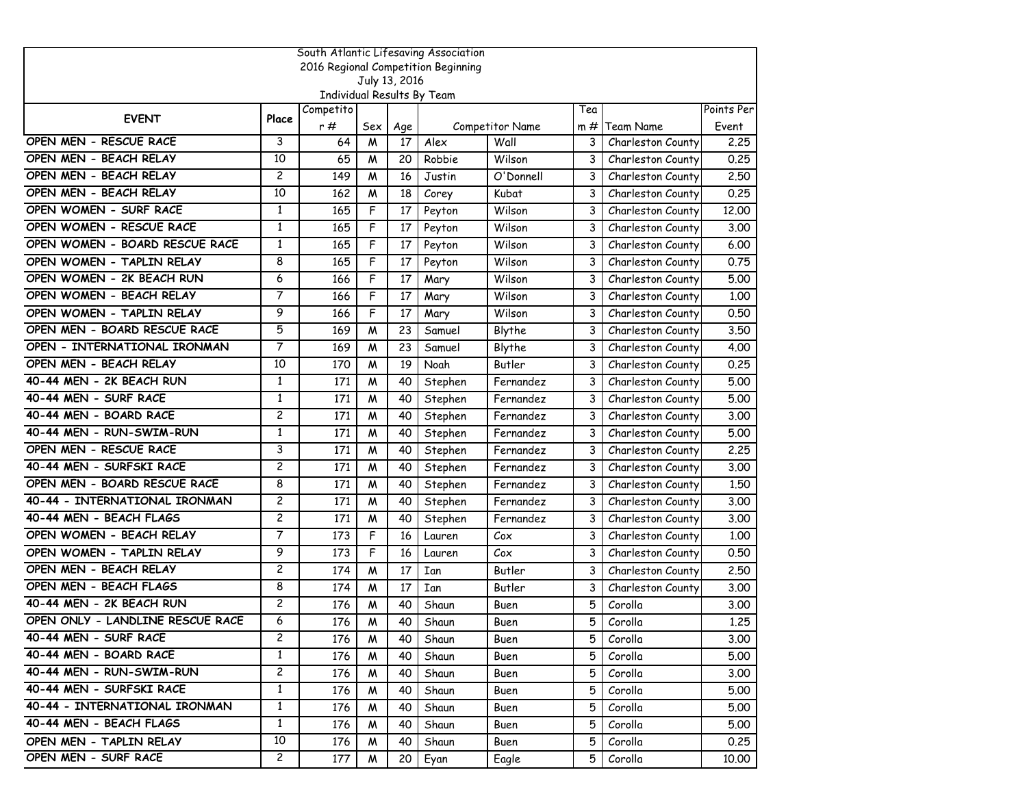South Atlantic Lifesaving Association
2016 Regional Competition Beginning
July 13, 2016
Individual Results By Team

| EVENT | Place | Competitor # | Sex | Age | Competitor Name | | Team # | Team Name | Points Per Event |
|---|---|---|---|---|---|---|---|---|---|
| OPEN MEN - RESCUE RACE | 3 | 64 | M | 17 | Alex | Wall | 3 | Charleston County | 2.25 |
| OPEN MEN - BEACH RELAY | 10 | 65 | M | 20 | Robbie | Wilson | 3 | Charleston County | 0.25 |
| OPEN MEN - BEACH RELAY | 2 | 149 | M | 16 | Justin | O'Donnell | 3 | Charleston County | 2.50 |
| OPEN MEN - BEACH RELAY | 10 | 162 | M | 18 | Corey | Kubat | 3 | Charleston County | 0.25 |
| OPEN WOMEN - SURF RACE | 1 | 165 | F | 17 | Peyton | Wilson | 3 | Charleston County | 12.00 |
| OPEN WOMEN - RESCUE RACE | 1 | 165 | F | 17 | Peyton | Wilson | 3 | Charleston County | 3.00 |
| OPEN WOMEN - BOARD RESCUE RACE | 1 | 165 | F | 17 | Peyton | Wilson | 3 | Charleston County | 6.00 |
| OPEN WOMEN - TAPLIN RELAY | 8 | 165 | F | 17 | Peyton | Wilson | 3 | Charleston County | 0.75 |
| OPEN WOMEN - 2K BEACH RUN | 6 | 166 | F | 17 | Mary | Wilson | 3 | Charleston County | 5.00 |
| OPEN WOMEN - BEACH RELAY | 7 | 166 | F | 17 | Mary | Wilson | 3 | Charleston County | 1.00 |
| OPEN WOMEN - TAPLIN RELAY | 9 | 166 | F | 17 | Mary | Wilson | 3 | Charleston County | 0.50 |
| OPEN MEN - BOARD RESCUE RACE | 5 | 169 | M | 23 | Samuel | Blythe | 3 | Charleston County | 3.50 |
| OPEN - INTERNATIONAL IRONMAN | 7 | 169 | M | 23 | Samuel | Blythe | 3 | Charleston County | 4.00 |
| OPEN MEN - BEACH RELAY | 10 | 170 | M | 19 | Noah | Butler | 3 | Charleston County | 0.25 |
| 40-44 MEN - 2K BEACH RUN | 1 | 171 | M | 40 | Stephen | Fernandez | 3 | Charleston County | 5.00 |
| 40-44 MEN - SURF RACE | 1 | 171 | M | 40 | Stephen | Fernandez | 3 | Charleston County | 5.00 |
| 40-44 MEN - BOARD RACE | 2 | 171 | M | 40 | Stephen | Fernandez | 3 | Charleston County | 3.00 |
| 40-44 MEN - RUN-SWIM-RUN | 1 | 171 | M | 40 | Stephen | Fernandez | 3 | Charleston County | 5.00 |
| OPEN MEN - RESCUE RACE | 3 | 171 | M | 40 | Stephen | Fernandez | 3 | Charleston County | 2.25 |
| 40-44 MEN - SURFSKI RACE | 2 | 171 | M | 40 | Stephen | Fernandez | 3 | Charleston County | 3.00 |
| OPEN MEN - BOARD RESCUE RACE | 8 | 171 | M | 40 | Stephen | Fernandez | 3 | Charleston County | 1.50 |
| 40-44 - INTERNATIONAL IRONMAN | 2 | 171 | M | 40 | Stephen | Fernandez | 3 | Charleston County | 3.00 |
| 40-44 MEN - BEACH FLAGS | 2 | 171 | M | 40 | Stephen | Fernandez | 3 | Charleston County | 3.00 |
| OPEN WOMEN - BEACH RELAY | 7 | 173 | F | 16 | Lauren | Cox | 3 | Charleston County | 1.00 |
| OPEN WOMEN - TAPLIN RELAY | 9 | 173 | F | 16 | Lauren | Cox | 3 | Charleston County | 0.50 |
| OPEN MEN - BEACH RELAY | 2 | 174 | M | 17 | Ian | Butler | 3 | Charleston County | 2.50 |
| OPEN MEN - BEACH FLAGS | 8 | 174 | M | 17 | Ian | Butler | 3 | Charleston County | 3.00 |
| 40-44 MEN - 2K BEACH RUN | 2 | 176 | M | 40 | Shaun | Buen | 5 | Corolla | 3.00 |
| OPEN ONLY - LANDLINE RESCUE RACE | 6 | 176 | M | 40 | Shaun | Buen | 5 | Corolla | 1.25 |
| 40-44 MEN - SURF RACE | 2 | 176 | M | 40 | Shaun | Buen | 5 | Corolla | 3.00 |
| 40-44 MEN - BOARD RACE | 1 | 176 | M | 40 | Shaun | Buen | 5 | Corolla | 5.00 |
| 40-44 MEN - RUN-SWIM-RUN | 2 | 176 | M | 40 | Shaun | Buen | 5 | Corolla | 3.00 |
| 40-44 MEN - SURFSKI RACE | 1 | 176 | M | 40 | Shaun | Buen | 5 | Corolla | 5.00 |
| 40-44 - INTERNATIONAL IRONMAN | 1 | 176 | M | 40 | Shaun | Buen | 5 | Corolla | 5.00 |
| 40-44 MEN - BEACH FLAGS | 1 | 176 | M | 40 | Shaun | Buen | 5 | Corolla | 5.00 |
| OPEN MEN - TAPLIN RELAY | 10 | 176 | M | 40 | Shaun | Buen | 5 | Corolla | 0.25 |
| OPEN MEN - SURF RACE | 2 | 177 | M | 20 | Eyan | Eagle | 5 | Corolla | 10.00 |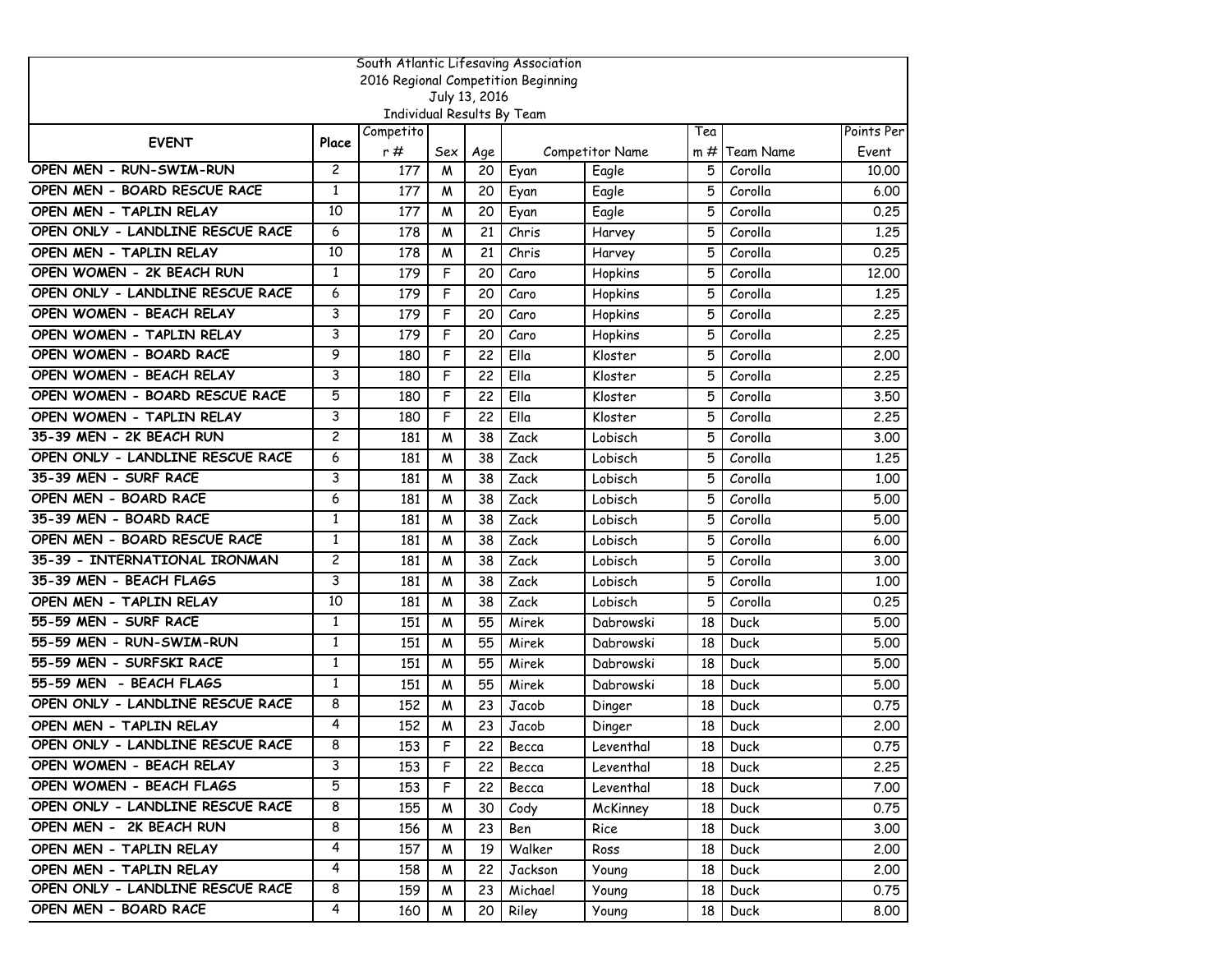South Atlantic Lifesaving Association
2016 Regional Competition Beginning
July 13, 2016
Individual Results By Team

| EVENT | Place | Competitor # | Sex | Age | Competitor Name | | Team # | Team Name | Points Per Event |
|---|---|---|---|---|---|---|---|---|---|
| OPEN MEN - RUN-SWIM-RUN | 2 | 177 | M | 20 | Eyan | Eagle | 5 | Corolla | 10.00 |
| OPEN MEN - BOARD RESCUE RACE | 1 | 177 | M | 20 | Eyan | Eagle | 5 | Corolla | 6.00 |
| OPEN MEN - TAPLIN RELAY | 10 | 177 | M | 20 | Eyan | Eagle | 5 | Corolla | 0.25 |
| OPEN ONLY - LANDLINE RESCUE RACE | 6 | 178 | M | 21 | Chris | Harvey | 5 | Corolla | 1.25 |
| OPEN MEN - TAPLIN RELAY | 10 | 178 | M | 21 | Chris | Harvey | 5 | Corolla | 0.25 |
| OPEN WOMEN - 2K BEACH RUN | 1 | 179 | F | 20 | Caro | Hopkins | 5 | Corolla | 12.00 |
| OPEN ONLY - LANDLINE RESCUE RACE | 6 | 179 | F | 20 | Caro | Hopkins | 5 | Corolla | 1.25 |
| OPEN WOMEN - BEACH RELAY | 3 | 179 | F | 20 | Caro | Hopkins | 5 | Corolla | 2.25 |
| OPEN WOMEN - TAPLIN RELAY | 3 | 179 | F | 20 | Caro | Hopkins | 5 | Corolla | 2.25 |
| OPEN WOMEN - BOARD RACE | 9 | 180 | F | 22 | Ella | Kloster | 5 | Corolla | 2.00 |
| OPEN WOMEN - BEACH RELAY | 3 | 180 | F | 22 | Ella | Kloster | 5 | Corolla | 2.25 |
| OPEN WOMEN - BOARD RESCUE RACE | 5 | 180 | F | 22 | Ella | Kloster | 5 | Corolla | 3.50 |
| OPEN WOMEN - TAPLIN RELAY | 3 | 180 | F | 22 | Ella | Kloster | 5 | Corolla | 2.25 |
| 35-39 MEN - 2K BEACH RUN | 2 | 181 | M | 38 | Zack | Lobisch | 5 | Corolla | 3.00 |
| OPEN ONLY - LANDLINE RESCUE RACE | 6 | 181 | M | 38 | Zack | Lobisch | 5 | Corolla | 1.25 |
| 35-39 MEN - SURF RACE | 3 | 181 | M | 38 | Zack | Lobisch | 5 | Corolla | 1.00 |
| OPEN MEN - BOARD RACE | 6 | 181 | M | 38 | Zack | Lobisch | 5 | Corolla | 5.00 |
| 35-39 MEN - BOARD RACE | 1 | 181 | M | 38 | Zack | Lobisch | 5 | Corolla | 5.00 |
| OPEN MEN - BOARD RESCUE RACE | 1 | 181 | M | 38 | Zack | Lobisch | 5 | Corolla | 6.00 |
| 35-39 - INTERNATIONAL IRONMAN | 2 | 181 | M | 38 | Zack | Lobisch | 5 | Corolla | 3.00 |
| 35-39 MEN - BEACH FLAGS | 3 | 181 | M | 38 | Zack | Lobisch | 5 | Corolla | 1.00 |
| OPEN MEN - TAPLIN RELAY | 10 | 181 | M | 38 | Zack | Lobisch | 5 | Corolla | 0.25 |
| 55-59 MEN - SURF RACE | 1 | 151 | M | 55 | Mirek | Dabrowski | 18 | Duck | 5.00 |
| 55-59 MEN - RUN-SWIM-RUN | 1 | 151 | M | 55 | Mirek | Dabrowski | 18 | Duck | 5.00 |
| 55-59 MEN - SURFSKI RACE | 1 | 151 | M | 55 | Mirek | Dabrowski | 18 | Duck | 5.00 |
| 55-59 MEN - BEACH FLAGS | 1 | 151 | M | 55 | Mirek | Dabrowski | 18 | Duck | 5.00 |
| OPEN ONLY - LANDLINE RESCUE RACE | 8 | 152 | M | 23 | Jacob | Dinger | 18 | Duck | 0.75 |
| OPEN MEN - TAPLIN RELAY | 4 | 152 | M | 23 | Jacob | Dinger | 18 | Duck | 2.00 |
| OPEN ONLY - LANDLINE RESCUE RACE | 8 | 153 | F | 22 | Becca | Leventhal | 18 | Duck | 0.75 |
| OPEN WOMEN - BEACH RELAY | 3 | 153 | F | 22 | Becca | Leventhal | 18 | Duck | 2.25 |
| OPEN WOMEN - BEACH FLAGS | 5 | 153 | F | 22 | Becca | Leventhal | 18 | Duck | 7.00 |
| OPEN ONLY - LANDLINE RESCUE RACE | 8 | 155 | M | 30 | Cody | McKinney | 18 | Duck | 0.75 |
| OPEN MEN - 2K BEACH RUN | 8 | 156 | M | 23 | Ben | Rice | 18 | Duck | 3.00 |
| OPEN MEN - TAPLIN RELAY | 4 | 157 | M | 19 | Walker | Ross | 18 | Duck | 2.00 |
| OPEN MEN - TAPLIN RELAY | 4 | 158 | M | 22 | Jackson | Young | 18 | Duck | 2.00 |
| OPEN ONLY - LANDLINE RESCUE RACE | 8 | 159 | M | 23 | Michael | Young | 18 | Duck | 0.75 |
| OPEN MEN - BOARD RACE | 4 | 160 | M | 20 | Riley | Young | 18 | Duck | 8.00 |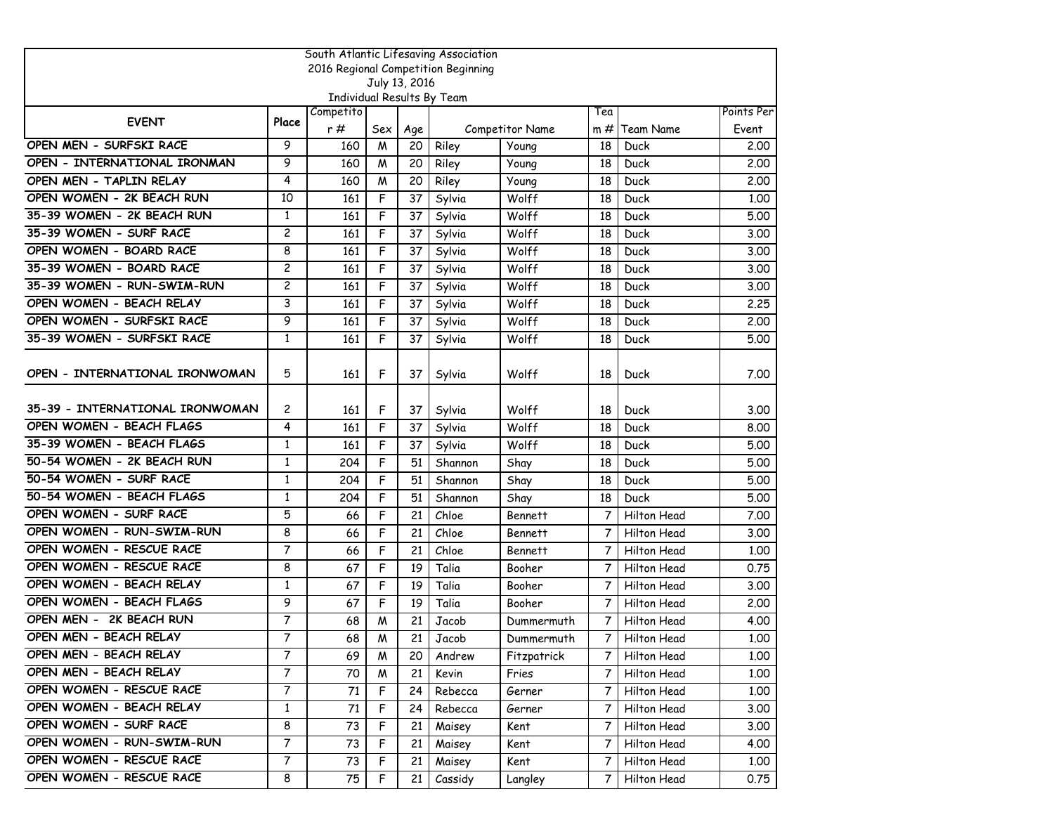South Atlantic Lifesaving Association
2016 Regional Competition Beginning
July 13, 2016
Individual Results By Team

| EVENT | Place | Competitor # | Sex | Age | Competitor Name | | Team # | Team Name | Points Per Event |
|---|---|---|---|---|---|---|---|---|---|
| OPEN MEN - SURFSKI RACE | 9 | 160 | M | 20 | Riley | Young | 18 | Duck | 2.00 |
| OPEN - INTERNATIONAL IRONMAN | 9 | 160 | M | 20 | Riley | Young | 18 | Duck | 2.00 |
| OPEN MEN - TAPLIN RELAY | 4 | 160 | M | 20 | Riley | Young | 18 | Duck | 2.00 |
| OPEN WOMEN - 2K BEACH RUN | 10 | 161 | F | 37 | Sylvia | Wolff | 18 | Duck | 1.00 |
| 35-39 WOMEN - 2K BEACH RUN | 1 | 161 | F | 37 | Sylvia | Wolff | 18 | Duck | 5.00 |
| 35-39 WOMEN - SURF RACE | 2 | 161 | F | 37 | Sylvia | Wolff | 18 | Duck | 3.00 |
| OPEN WOMEN - BOARD RACE | 8 | 161 | F | 37 | Sylvia | Wolff | 18 | Duck | 3.00 |
| 35-39 WOMEN - BOARD RACE | 2 | 161 | F | 37 | Sylvia | Wolff | 18 | Duck | 3.00 |
| 35-39 WOMEN - RUN-SWIM-RUN | 2 | 161 | F | 37 | Sylvia | Wolff | 18 | Duck | 3.00 |
| OPEN WOMEN - BEACH RELAY | 3 | 161 | F | 37 | Sylvia | Wolff | 18 | Duck | 2.25 |
| OPEN WOMEN - SURFSKI RACE | 9 | 161 | F | 37 | Sylvia | Wolff | 18 | Duck | 2.00 |
| 35-39 WOMEN - SURFSKI RACE | 1 | 161 | F | 37 | Sylvia | Wolff | 18 | Duck | 5.00 |
| OPEN - INTERNATIONAL IRONWOMAN | 5 | 161 | F | 37 | Sylvia | Wolff | 18 | Duck | 7.00 |
| 35-39 - INTERNATIONAL IRONWOMAN | 2 | 161 | F | 37 | Sylvia | Wolff | 18 | Duck | 3.00 |
| OPEN WOMEN - BEACH FLAGS | 4 | 161 | F | 37 | Sylvia | Wolff | 18 | Duck | 8.00 |
| 35-39 WOMEN - BEACH FLAGS | 1 | 161 | F | 37 | Sylvia | Wolff | 18 | Duck | 5.00 |
| 50-54 WOMEN - 2K BEACH RUN | 1 | 204 | F | 51 | Shannon | Shay | 18 | Duck | 5.00 |
| 50-54 WOMEN - SURF RACE | 1 | 204 | F | 51 | Shannon | Shay | 18 | Duck | 5.00 |
| 50-54 WOMEN - BEACH FLAGS | 1 | 204 | F | 51 | Shannon | Shay | 18 | Duck | 5.00 |
| OPEN WOMEN - SURF RACE | 5 | 66 | F | 21 | Chloe | Bennett | 7 | Hilton Head | 7.00 |
| OPEN WOMEN - RUN-SWIM-RUN | 8 | 66 | F | 21 | Chloe | Bennett | 7 | Hilton Head | 3.00 |
| OPEN WOMEN - RESCUE RACE | 7 | 66 | F | 21 | Chloe | Bennett | 7 | Hilton Head | 1.00 |
| OPEN WOMEN - RESCUE RACE | 8 | 67 | F | 19 | Talia | Booher | 7 | Hilton Head | 0.75 |
| OPEN WOMEN - BEACH RELAY | 1 | 67 | F | 19 | Talia | Booher | 7 | Hilton Head | 3.00 |
| OPEN WOMEN - BEACH FLAGS | 9 | 67 | F | 19 | Talia | Booher | 7 | Hilton Head | 2.00 |
| OPEN MEN - 2K BEACH RUN | 7 | 68 | M | 21 | Jacob | Dummermuth | 7 | Hilton Head | 4.00 |
| OPEN MEN - BEACH RELAY | 7 | 68 | M | 21 | Jacob | Dummermuth | 7 | Hilton Head | 1.00 |
| OPEN MEN - BEACH RELAY | 7 | 69 | M | 20 | Andrew | Fitzpatrick | 7 | Hilton Head | 1.00 |
| OPEN MEN - BEACH RELAY | 7 | 70 | M | 21 | Kevin | Fries | 7 | Hilton Head | 1.00 |
| OPEN WOMEN - RESCUE RACE | 7 | 71 | F | 24 | Rebecca | Gerner | 7 | Hilton Head | 1.00 |
| OPEN WOMEN - BEACH RELAY | 1 | 71 | F | 24 | Rebecca | Gerner | 7 | Hilton Head | 3.00 |
| OPEN WOMEN - SURF RACE | 8 | 73 | F | 21 | Maisey | Kent | 7 | Hilton Head | 3.00 |
| OPEN WOMEN - RUN-SWIM-RUN | 7 | 73 | F | 21 | Maisey | Kent | 7 | Hilton Head | 4.00 |
| OPEN WOMEN - RESCUE RACE | 7 | 73 | F | 21 | Maisey | Kent | 7 | Hilton Head | 1.00 |
| OPEN WOMEN - RESCUE RACE | 8 | 75 | F | 21 | Cassidy | Langley | 7 | Hilton Head | 0.75 |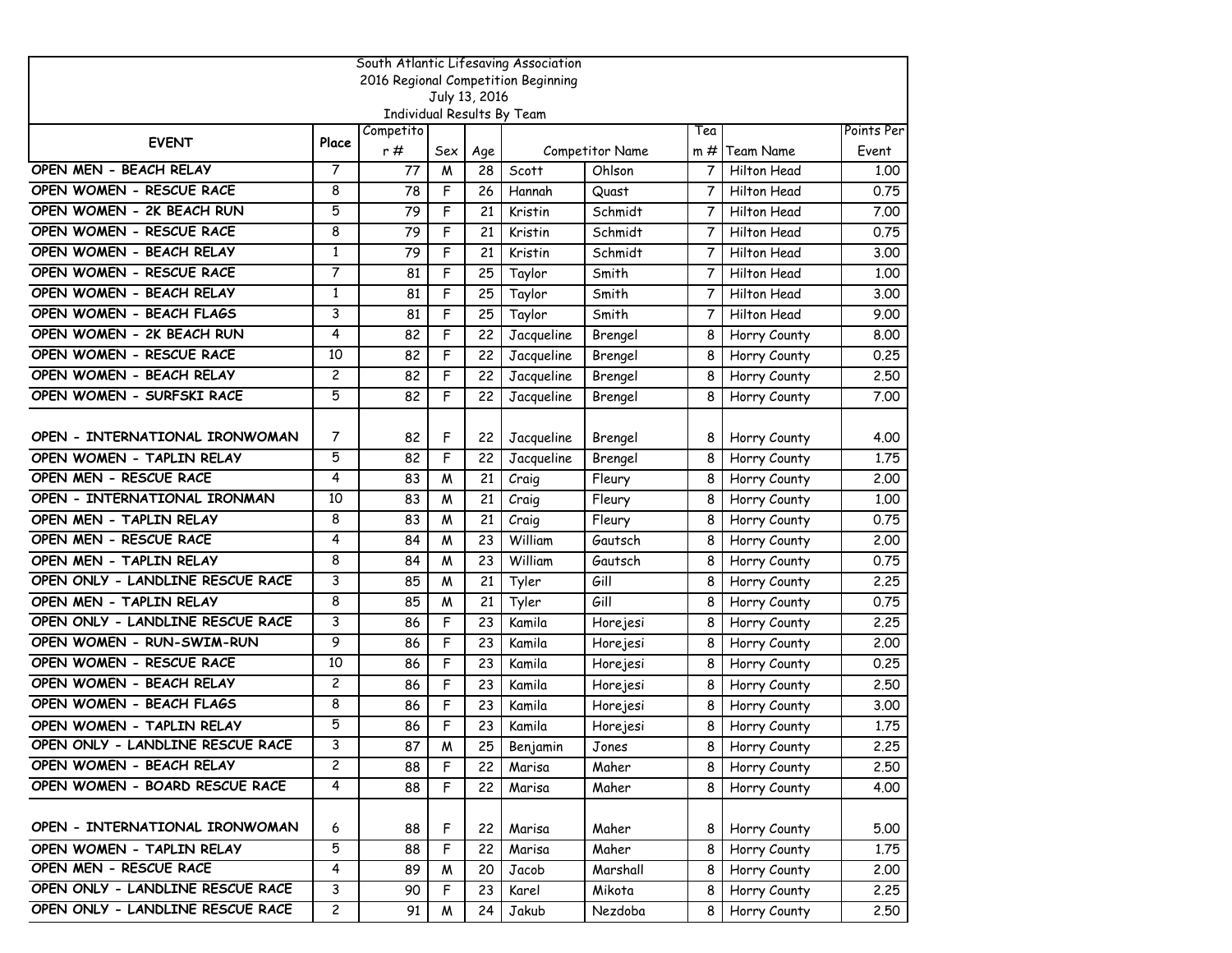South Atlantic Lifesaving Association
2016 Regional Competition Beginning
July 13, 2016
Individual Results By Team

| EVENT | Place | Competitor # | Sex | Age | Competitor Name | | Team # | Team Name | Points Per Event |
|---|---|---|---|---|---|---|---|---|---|
| OPEN MEN - BEACH RELAY | 7 | 77 | M | 28 | Scott | Ohlson | 7 | Hilton Head | 1.00 |
| OPEN WOMEN - RESCUE RACE | 8 | 78 | F | 26 | Hannah | Quast | 7 | Hilton Head | 0.75 |
| OPEN WOMEN - 2K BEACH RUN | 5 | 79 | F | 21 | Kristin | Schmidt | 7 | Hilton Head | 7.00 |
| OPEN WOMEN - RESCUE RACE | 8 | 79 | F | 21 | Kristin | Schmidt | 7 | Hilton Head | 0.75 |
| OPEN WOMEN - BEACH RELAY | 1 | 79 | F | 21 | Kristin | Schmidt | 7 | Hilton Head | 3.00 |
| OPEN WOMEN - RESCUE RACE | 7 | 81 | F | 25 | Taylor | Smith | 7 | Hilton Head | 1.00 |
| OPEN WOMEN - BEACH RELAY | 1 | 81 | F | 25 | Taylor | Smith | 7 | Hilton Head | 3.00 |
| OPEN WOMEN - BEACH FLAGS | 3 | 81 | F | 25 | Taylor | Smith | 7 | Hilton Head | 9.00 |
| OPEN WOMEN - 2K BEACH RUN | 4 | 82 | F | 22 | Jacqueline | Brengel | 8 | Horry County | 8.00 |
| OPEN WOMEN - RESCUE RACE | 10 | 82 | F | 22 | Jacqueline | Brengel | 8 | Horry County | 0.25 |
| OPEN WOMEN - BEACH RELAY | 2 | 82 | F | 22 | Jacqueline | Brengel | 8 | Horry County | 2.50 |
| OPEN WOMEN - SURFSKI RACE | 5 | 82 | F | 22 | Jacqueline | Brengel | 8 | Horry County | 7.00 |
| OPEN - INTERNATIONAL IRONWOMAN | 7 | 82 | F | 22 | Jacqueline | Brengel | 8 | Horry County | 4.00 |
| OPEN WOMEN - TAPLIN RELAY | 5 | 82 | F | 22 | Jacqueline | Brengel | 8 | Horry County | 1.75 |
| OPEN MEN - RESCUE RACE | 4 | 83 | M | 21 | Craig | Fleury | 8 | Horry County | 2.00 |
| OPEN - INTERNATIONAL IRONMAN | 10 | 83 | M | 21 | Craig | Fleury | 8 | Horry County | 1.00 |
| OPEN MEN - TAPLIN RELAY | 8 | 83 | M | 21 | Craig | Fleury | 8 | Horry County | 0.75 |
| OPEN MEN - RESCUE RACE | 4 | 84 | M | 23 | William | Gautsch | 8 | Horry County | 2.00 |
| OPEN MEN - TAPLIN RELAY | 8 | 84 | M | 23 | William | Gautsch | 8 | Horry County | 0.75 |
| OPEN ONLY - LANDLINE RESCUE RACE | 3 | 85 | M | 21 | Tyler | Gill | 8 | Horry County | 2.25 |
| OPEN MEN - TAPLIN RELAY | 8 | 85 | M | 21 | Tyler | Gill | 8 | Horry County | 0.75 |
| OPEN ONLY - LANDLINE RESCUE RACE | 3 | 86 | F | 23 | Kamila | Horejesi | 8 | Horry County | 2.25 |
| OPEN WOMEN - RUN-SWIM-RUN | 9 | 86 | F | 23 | Kamila | Horejesi | 8 | Horry County | 2.00 |
| OPEN WOMEN - RESCUE RACE | 10 | 86 | F | 23 | Kamila | Horejesi | 8 | Horry County | 0.25 |
| OPEN WOMEN - BEACH RELAY | 2 | 86 | F | 23 | Kamila | Horejesi | 8 | Horry County | 2.50 |
| OPEN WOMEN - BEACH FLAGS | 8 | 86 | F | 23 | Kamila | Horejesi | 8 | Horry County | 3.00 |
| OPEN WOMEN - TAPLIN RELAY | 5 | 86 | F | 23 | Kamila | Horejesi | 8 | Horry County | 1.75 |
| OPEN ONLY - LANDLINE RESCUE RACE | 3 | 87 | M | 25 | Benjamin | Jones | 8 | Horry County | 2.25 |
| OPEN WOMEN - BEACH RELAY | 2 | 88 | F | 22 | Marisa | Maher | 8 | Horry County | 2.50 |
| OPEN WOMEN - BOARD RESCUE RACE | 4 | 88 | F | 22 | Marisa | Maher | 8 | Horry County | 4.00 |
| OPEN - INTERNATIONAL IRONWOMAN | 6 | 88 | F | 22 | Marisa | Maher | 8 | Horry County | 5.00 |
| OPEN WOMEN - TAPLIN RELAY | 5 | 88 | F | 22 | Marisa | Maher | 8 | Horry County | 1.75 |
| OPEN MEN - RESCUE RACE | 4 | 89 | M | 20 | Jacob | Marshall | 8 | Horry County | 2.00 |
| OPEN ONLY - LANDLINE RESCUE RACE | 3 | 90 | F | 23 | Karel | Mikota | 8 | Horry County | 2.25 |
| OPEN ONLY - LANDLINE RESCUE RACE | 2 | 91 | M | 24 | Jakub | Nezdoba | 8 | Horry County | 2.50 |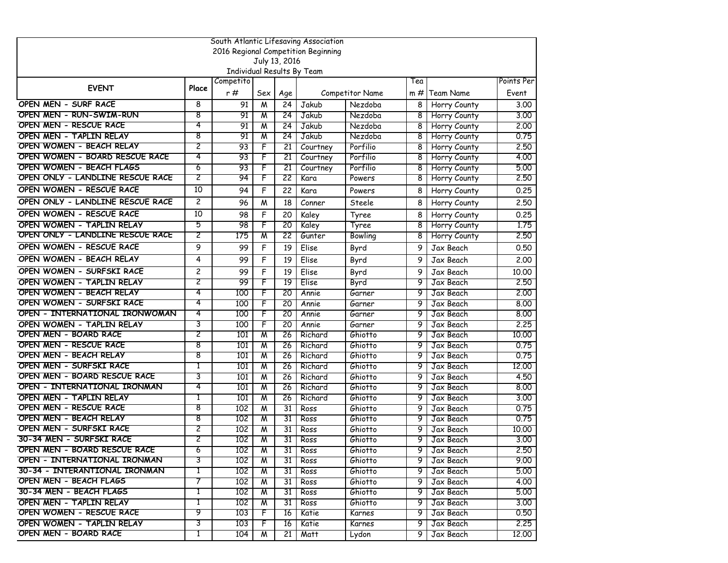South Atlantic Lifesaving Association
2016 Regional Competition Beginning
July 13, 2016
Individual Results By Team

| EVENT | Place | Competitor # | Sex | Age | Competitor Name | | Team # | Team Name | Points Per Event |
|---|---|---|---|---|---|---|---|---|---|
| OPEN MEN - SURF RACE | 8 | 91 | M | 24 | Jakub | Nezdoba | 8 | Horry County | 3.00 |
| OPEN MEN - RUN-SWIM-RUN | 8 | 91 | M | 24 | Jakub | Nezdoba | 8 | Horry County | 3.00 |
| OPEN MEN - RESCUE RACE | 4 | 91 | M | 24 | Jakub | Nezdoba | 8 | Horry County | 2.00 |
| OPEN MEN - TAPLIN RELAY | 8 | 91 | M | 24 | Jakub | Nezdoba | 8 | Horry County | 0.75 |
| OPEN WOMEN - BEACH RELAY | 2 | 93 | F | 21 | Courtney | Porfilio | 8 | Horry County | 2.50 |
| OPEN WOMEN - BOARD RESCUE RACE | 4 | 93 | F | 21 | Courtney | Porfilio | 8 | Horry County | 4.00 |
| OPEN WOMEN - BEACH FLAGS | 6 | 93 | F | 21 | Courtney | Porfilio | 8 | Horry County | 5.00 |
| OPEN ONLY - LANDLINE RESCUE RACE | 2 | 94 | F | 22 | Kara | Powers | 8 | Horry County | 2.50 |
| OPEN WOMEN - RESCUE RACE | 10 | 94 | F | 22 | Kara | Powers | 8 | Horry County | 0.25 |
| OPEN ONLY - LANDLINE RESCUE RACE | 2 | 96 | M | 18 | Conner | Steele | 8 | Horry County | 2.50 |
| OPEN WOMEN - RESCUE RACE | 10 | 98 | F | 20 | Kaley | Tyree | 8 | Horry County | 0.25 |
| OPEN WOMEN - TAPLIN RELAY | 5 | 98 | F | 20 | Kaley | Tyree | 8 | Horry County | 1.75 |
| OPEN ONLY - LANDLINE RESCUE RACE | 2 | 175 | M | 22 | Gunter | Bowling | 8 | Horry County | 2.50 |
| OPEN WOMEN - RESCUE RACE | 9 | 99 | F | 19 | Elise | Byrd | 9 | Jax Beach | 0.50 |
| OPEN WOMEN - BEACH RELAY | 4 | 99 | F | 19 | Elise | Byrd | 9 | Jax Beach | 2.00 |
| OPEN WOMEN - SURFSKI RACE | 2 | 99 | F | 19 | Elise | Byrd | 9 | Jax Beach | 10.00 |
| OPEN WOMEN - TAPLIN RELAY | 2 | 99 | F | 19 | Elise | Byrd | 9 | Jax Beach | 2.50 |
| OPEN WOMEN - BEACH RELAY | 4 | 100 | F | 20 | Annie | Garner | 9 | Jax Beach | 2.00 |
| OPEN WOMEN - SURFSKI RACE | 4 | 100 | F | 20 | Annie | Garner | 9 | Jax Beach | 8.00 |
| OPEN - INTERNATIONAL IRONWOMAN | 4 | 100 | F | 20 | Annie | Garner | 9 | Jax Beach | 8.00 |
| OPEN WOMEN - TAPLIN RELAY | 3 | 100 | F | 20 | Annie | Garner | 9 | Jax Beach | 2.25 |
| OPEN MEN - BOARD RACE | 2 | 101 | M | 26 | Richard | Ghiotto | 9 | Jax Beach | 10.00 |
| OPEN MEN - RESCUE RACE | 8 | 101 | M | 26 | Richard | Ghiotto | 9 | Jax Beach | 0.75 |
| OPEN MEN - BEACH RELAY | 8 | 101 | M | 26 | Richard | Ghiotto | 9 | Jax Beach | 0.75 |
| OPEN MEN - SURFSKI RACE | 1 | 101 | M | 26 | Richard | Ghiotto | 9 | Jax Beach | 12.00 |
| OPEN MEN - BOARD RESCUE RACE | 3 | 101 | M | 26 | Richard | Ghiotto | 9 | Jax Beach | 4.50 |
| OPEN - INTERNATIONAL IRONMAN | 4 | 101 | M | 26 | Richard | Ghiotto | 9 | Jax Beach | 8.00 |
| OPEN MEN - TAPLIN RELAY | 1 | 101 | M | 26 | Richard | Ghiotto | 9 | Jax Beach | 3.00 |
| OPEN MEN - RESCUE RACE | 8 | 102 | M | 31 | Ross | Ghiotto | 9 | Jax Beach | 0.75 |
| OPEN MEN - BEACH RELAY | 8 | 102 | M | 31 | Ross | Ghiotto | 9 | Jax Beach | 0.75 |
| OPEN MEN - SURFSKI RACE | 2 | 102 | M | 31 | Ross | Ghiotto | 9 | Jax Beach | 10.00 |
| 30-34 MEN - SURFSKI RACE | 2 | 102 | M | 31 | Ross | Ghiotto | 9 | Jax Beach | 3.00 |
| OPEN MEN - BOARD RESCUE RACE | 6 | 102 | M | 31 | Ross | Ghiotto | 9 | Jax Beach | 2.50 |
| OPEN - INTERNATIONAL IRONMAN | 3 | 102 | M | 31 | Ross | Ghiotto | 9 | Jax Beach | 9.00 |
| 30-34 - INTERANTIONAL IRONMAN | 1 | 102 | M | 31 | Ross | Ghiotto | 9 | Jax Beach | 5.00 |
| OPEN MEN - BEACH FLAGS | 7 | 102 | M | 31 | Ross | Ghiotto | 9 | Jax Beach | 4.00 |
| 30-34 MEN - BEACH FLAGS | 1 | 102 | M | 31 | Ross | Ghiotto | 9 | Jax Beach | 5.00 |
| OPEN MEN - TAPLIN RELAY | 1 | 102 | M | 31 | Ross | Ghiotto | 9 | Jax Beach | 3.00 |
| OPEN WOMEN - RESCUE RACE | 9 | 103 | F | 16 | Katie | Karnes | 9 | Jax Beach | 0.50 |
| OPEN WOMEN - TAPLIN RELAY | 3 | 103 | F | 16 | Katie | Karnes | 9 | Jax Beach | 2.25 |
| OPEN MEN - BOARD RACE | 1 | 104 | M | 21 | Matt | Lydon | 9 | Jax Beach | 12.00 |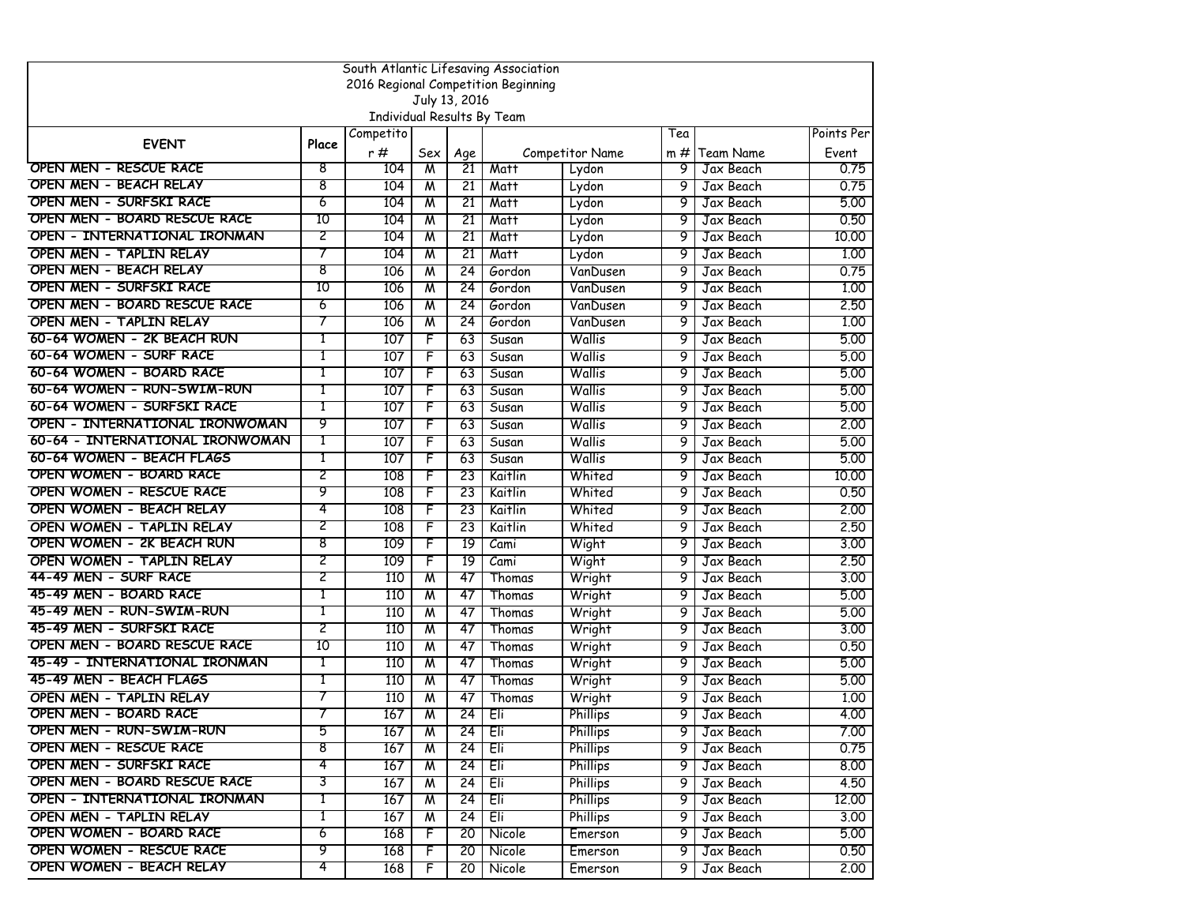South Atlantic Lifesaving Association
2016 Regional Competition Beginning
July 13, 2016
Individual Results By Team

| EVENT | Place | Competitor # | Sex | Age | Competitor Name | | Team # | Team Name | Points Per Event |
|---|---|---|---|---|---|---|---|---|---|
| OPEN MEN - RESCUE RACE | 8 | 104 | M | 21 | Matt | Lydon | 9 | Jax Beach | 0.75 |
| OPEN MEN - BEACH RELAY | 8 | 104 | M | 21 | Matt | Lydon | 9 | Jax Beach | 0.75 |
| OPEN MEN - SURFSKI RACE | 6 | 104 | M | 21 | Matt | Lydon | 9 | Jax Beach | 5.00 |
| OPEN MEN - BOARD RESCUE RACE | 10 | 104 | M | 21 | Matt | Lydon | 9 | Jax Beach | 0.50 |
| OPEN - INTERNATIONAL IRONMAN | 2 | 104 | M | 21 | Matt | Lydon | 9 | Jax Beach | 10.00 |
| OPEN MEN - TAPLIN RELAY | 7 | 104 | M | 21 | Matt | Lydon | 9 | Jax Beach | 1.00 |
| OPEN MEN - BEACH RELAY | 8 | 106 | M | 24 | Gordon | VanDusen | 9 | Jax Beach | 0.75 |
| OPEN MEN - SURFSKI RACE | 10 | 106 | M | 24 | Gordon | VanDusen | 9 | Jax Beach | 1.00 |
| OPEN MEN - BOARD RESCUE RACE | 6 | 106 | M | 24 | Gordon | VanDusen | 9 | Jax Beach | 2.50 |
| OPEN MEN - TAPLIN RELAY | 7 | 106 | M | 24 | Gordon | VanDusen | 9 | Jax Beach | 1.00 |
| 60-64 WOMEN - 2K BEACH RUN | 1 | 107 | F | 63 | Susan | Wallis | 9 | Jax Beach | 5.00 |
| 60-64 WOMEN - SURF RACE | 1 | 107 | F | 63 | Susan | Wallis | 9 | Jax Beach | 5.00 |
| 60-64 WOMEN - BOARD RACE | 1 | 107 | F | 63 | Susan | Wallis | 9 | Jax Beach | 5.00 |
| 60-64 WOMEN - RUN-SWIM-RUN | 1 | 107 | F | 63 | Susan | Wallis | 9 | Jax Beach | 5.00 |
| 60-64 WOMEN - SURFSKI RACE | 1 | 107 | F | 63 | Susan | Wallis | 9 | Jax Beach | 5.00 |
| OPEN - INTERNATIONAL IRONWOMAN | 9 | 107 | F | 63 | Susan | Wallis | 9 | Jax Beach | 2.00 |
| 60-64 - INTERNATIONAL IRONWOMAN | 1 | 107 | F | 63 | Susan | Wallis | 9 | Jax Beach | 5.00 |
| 60-64 WOMEN - BEACH FLAGS | 1 | 107 | F | 63 | Susan | Wallis | 9 | Jax Beach | 5.00 |
| OPEN WOMEN - BOARD RACE | 2 | 108 | F | 23 | Kaitlin | Whited | 9 | Jax Beach | 10.00 |
| OPEN WOMEN - RESCUE RACE | 9 | 108 | F | 23 | Kaitlin | Whited | 9 | Jax Beach | 0.50 |
| OPEN WOMEN - BEACH RELAY | 4 | 108 | F | 23 | Kaitlin | Whited | 9 | Jax Beach | 2.00 |
| OPEN WOMEN - TAPLIN RELAY | 2 | 108 | F | 23 | Kaitlin | Whited | 9 | Jax Beach | 2.50 |
| OPEN WOMEN - 2K BEACH RUN | 8 | 109 | F | 19 | Cami | Wight | 9 | Jax Beach | 3.00 |
| OPEN WOMEN - TAPLIN RELAY | 2 | 109 | F | 19 | Cami | Wight | 9 | Jax Beach | 2.50 |
| 44-49 MEN - SURF RACE | 2 | 110 | M | 47 | Thomas | Wright | 9 | Jax Beach | 3.00 |
| 45-49 MEN - BOARD RACE | 1 | 110 | M | 47 | Thomas | Wright | 9 | Jax Beach | 5.00 |
| 45-49 MEN - RUN-SWIM-RUN | 1 | 110 | M | 47 | Thomas | Wright | 9 | Jax Beach | 5.00 |
| 45-49 MEN - SURFSKI RACE | 2 | 110 | M | 47 | Thomas | Wright | 9 | Jax Beach | 3.00 |
| OPEN MEN - BOARD RESCUE RACE | 10 | 110 | M | 47 | Thomas | Wright | 9 | Jax Beach | 0.50 |
| 45-49 - INTERNATIONAL IRONMAN | 1 | 110 | M | 47 | Thomas | Wright | 9 | Jax Beach | 5.00 |
| 45-49 MEN - BEACH FLAGS | 1 | 110 | M | 47 | Thomas | Wright | 9 | Jax Beach | 5.00 |
| OPEN MEN - TAPLIN RELAY | 7 | 110 | M | 47 | Thomas | Wright | 9 | Jax Beach | 1.00 |
| OPEN MEN - BOARD RACE | 7 | 167 | M | 24 | Eli | Phillips | 9 | Jax Beach | 4.00 |
| OPEN MEN - RUN-SWIM-RUN | 5 | 167 | M | 24 | Eli | Phillips | 9 | Jax Beach | 7.00 |
| OPEN MEN - RESCUE RACE | 8 | 167 | M | 24 | Eli | Phillips | 9 | Jax Beach | 0.75 |
| OPEN MEN - SURFSKI RACE | 4 | 167 | M | 24 | Eli | Phillips | 9 | Jax Beach | 8.00 |
| OPEN MEN - BOARD RESCUE RACE | 3 | 167 | M | 24 | Eli | Phillips | 9 | Jax Beach | 4.50 |
| OPEN - INTERNATIONAL IRONMAN | 1 | 167 | M | 24 | Eli | Phillips | 9 | Jax Beach | 12.00 |
| OPEN MEN - TAPLIN RELAY | 1 | 167 | M | 24 | Eli | Phillips | 9 | Jax Beach | 3.00 |
| OPEN WOMEN - BOARD RACE | 6 | 168 | F | 20 | Nicole | Emerson | 9 | Jax Beach | 5.00 |
| OPEN WOMEN - RESCUE RACE | 9 | 168 | F | 20 | Nicole | Emerson | 9 | Jax Beach | 0.50 |
| OPEN WOMEN - BEACH RELAY | 4 | 168 | F | 20 | Nicole | Emerson | 9 | Jax Beach | 2.00 |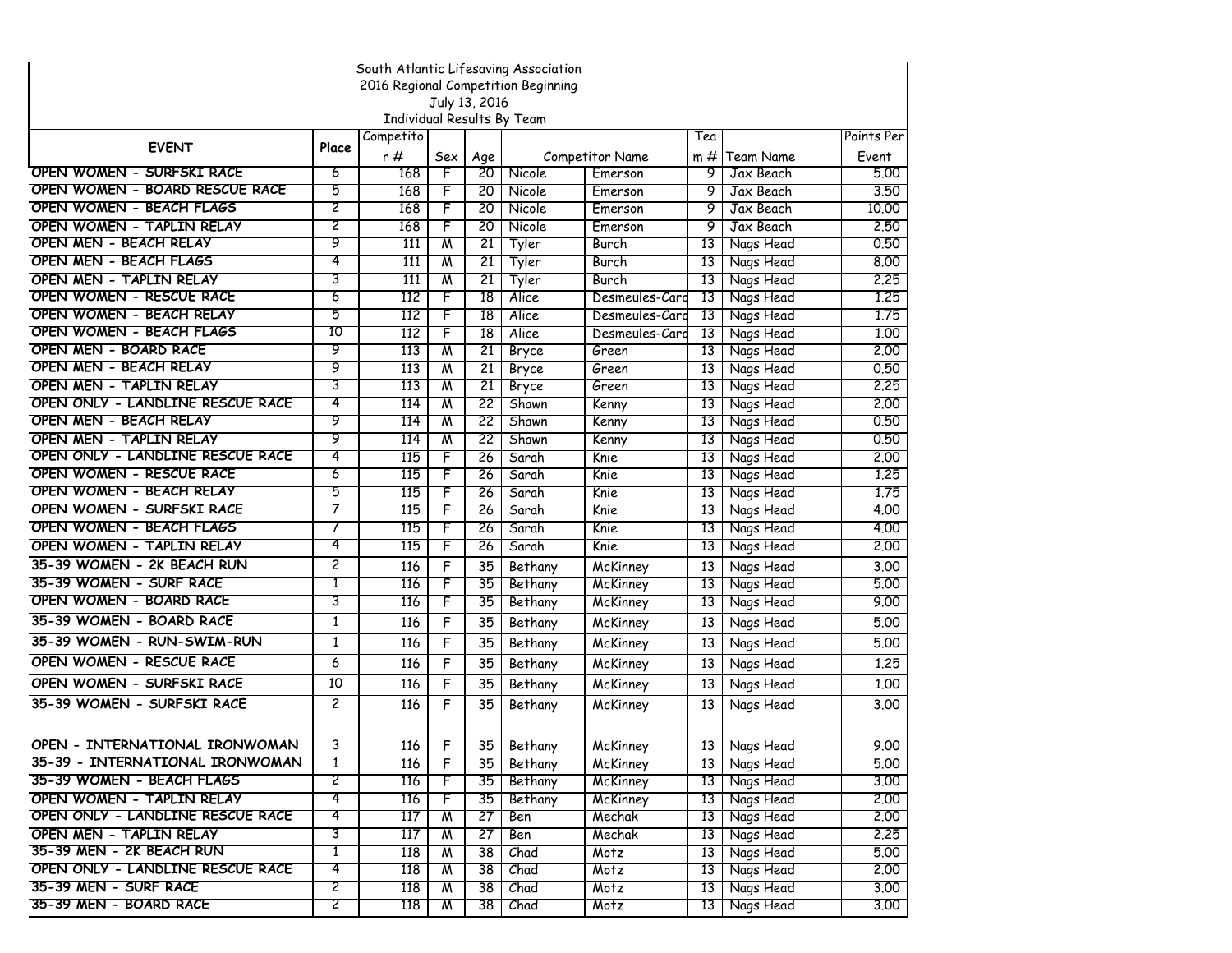South Atlantic Lifesaving Association
2016 Regional Competition Beginning
July 13, 2016
Individual Results By Team

| EVENT | Place | Competitor # | Sex | Age | Competitor Name | | Team # | Team Name | Points Per Event |
|---|---|---|---|---|---|---|---|---|---|
| OPEN WOMEN - SURFSKI RACE | 6 | 168 | F | 20 | Nicole | Emerson | 9 | Jax Beach | 5.00 |
| OPEN WOMEN - BOARD RESCUE RACE | 5 | 168 | F | 20 | Nicole | Emerson | 9 | Jax Beach | 3.50 |
| OPEN WOMEN - BEACH FLAGS | 2 | 168 | F | 20 | Nicole | Emerson | 9 | Jax Beach | 10.00 |
| OPEN WOMEN - TAPLIN RELAY | 2 | 168 | F | 20 | Nicole | Emerson | 9 | Jax Beach | 2.50 |
| OPEN MEN - BEACH RELAY | 9 | 111 | M | 21 | Tyler | Burch | 13 | Nags Head | 0.50 |
| OPEN MEN - BEACH FLAGS | 4 | 111 | M | 21 | Tyler | Burch | 13 | Nags Head | 8.00 |
| OPEN MEN - TAPLIN RELAY | 3 | 111 | M | 21 | Tyler | Burch | 13 | Nags Head | 2.25 |
| OPEN WOMEN - RESCUE RACE | 6 | 112 | F | 18 | Alice | Desmeules-Caro | 13 | Nags Head | 1.25 |
| OPEN WOMEN - BEACH RELAY | 5 | 112 | F | 18 | Alice | Desmeules-Caro | 13 | Nags Head | 1.75 |
| OPEN WOMEN - BEACH FLAGS | 10 | 112 | F | 18 | Alice | Desmeules-Caro | 13 | Nags Head | 1.00 |
| OPEN MEN - BOARD RACE | 9 | 113 | M | 21 | Bryce | Green | 13 | Nags Head | 2.00 |
| OPEN MEN - BEACH RELAY | 9 | 113 | M | 21 | Bryce | Green | 13 | Nags Head | 0.50 |
| OPEN MEN - TAPLIN RELAY | 3 | 113 | M | 21 | Bryce | Green | 13 | Nags Head | 2.25 |
| OPEN ONLY - LANDLINE RESCUE RACE | 4 | 114 | M | 22 | Shawn | Kenny | 13 | Nags Head | 2.00 |
| OPEN MEN - BEACH RELAY | 9 | 114 | M | 22 | Shawn | Kenny | 13 | Nags Head | 0.50 |
| OPEN MEN - TAPLIN RELAY | 9 | 114 | M | 22 | Shawn | Kenny | 13 | Nags Head | 0.50 |
| OPEN ONLY - LANDLINE RESCUE RACE | 4 | 115 | F | 26 | Sarah | Knie | 13 | Nags Head | 2.00 |
| OPEN WOMEN - RESCUE RACE | 6 | 115 | F | 26 | Sarah | Knie | 13 | Nags Head | 1.25 |
| OPEN WOMEN - BEACH RELAY | 5 | 115 | F | 26 | Sarah | Knie | 13 | Nags Head | 1.75 |
| OPEN WOMEN - SURFSKI RACE | 7 | 115 | F | 26 | Sarah | Knie | 13 | Nags Head | 4.00 |
| OPEN WOMEN - BEACH FLAGS | 7 | 115 | F | 26 | Sarah | Knie | 13 | Nags Head | 4.00 |
| OPEN WOMEN - TAPLIN RELAY | 4 | 115 | F | 26 | Sarah | Knie | 13 | Nags Head | 2.00 |
| 35-39 WOMEN - 2K BEACH RUN | 2 | 116 | F | 35 | Bethany | McKinney | 13 | Nags Head | 3.00 |
| 35-39 WOMEN - SURF RACE | 1 | 116 | F | 35 | Bethany | McKinney | 13 | Nags Head | 5.00 |
| OPEN WOMEN - BOARD RACE | 3 | 116 | F | 35 | Bethany | McKinney | 13 | Nags Head | 9.00 |
| 35-39 WOMEN - BOARD RACE | 1 | 116 | F | 35 | Bethany | McKinney | 13 | Nags Head | 5.00 |
| 35-39 WOMEN - RUN-SWIM-RUN | 1 | 116 | F | 35 | Bethany | McKinney | 13 | Nags Head | 5.00 |
| OPEN WOMEN - RESCUE RACE | 6 | 116 | F | 35 | Bethany | McKinney | 13 | Nags Head | 1.25 |
| OPEN WOMEN - SURFSKI RACE | 10 | 116 | F | 35 | Bethany | McKinney | 13 | Nags Head | 1.00 |
| 35-39 WOMEN - SURFSKI RACE | 2 | 116 | F | 35 | Bethany | McKinney | 13 | Nags Head | 3.00 |
| OPEN - INTERNATIONAL IRONWOMAN | 3 | 116 | F | 35 | Bethany | McKinney | 13 | Nags Head | 9.00 |
| 35-39 - INTERNATIONAL IRONWOMAN | 1 | 116 | F | 35 | Bethany | McKinney | 13 | Nags Head | 5.00 |
| 35-39 WOMEN - BEACH FLAGS | 2 | 116 | F | 35 | Bethany | McKinney | 13 | Nags Head | 3.00 |
| OPEN WOMEN - TAPLIN RELAY | 4 | 116 | F | 35 | Bethany | McKinney | 13 | Nags Head | 2.00 |
| OPEN ONLY - LANDLINE RESCUE RACE | 4 | 117 | M | 27 | Ben | Mechak | 13 | Nags Head | 2.00 |
| OPEN MEN - TAPLIN RELAY | 3 | 117 | M | 27 | Ben | Mechak | 13 | Nags Head | 2.25 |
| 35-39 MEN - 2K BEACH RUN | 1 | 118 | M | 38 | Chad | Motz | 13 | Nags Head | 5.00 |
| OPEN ONLY - LANDLINE RESCUE RACE | 4 | 118 | M | 38 | Chad | Motz | 13 | Nags Head | 2.00 |
| 35-39 MEN - SURF RACE | 2 | 118 | M | 38 | Chad | Motz | 13 | Nags Head | 3.00 |
| 35-39 MEN - BOARD RACE | 2 | 118 | M | 38 | Chad | Motz | 13 | Nags Head | 3.00 |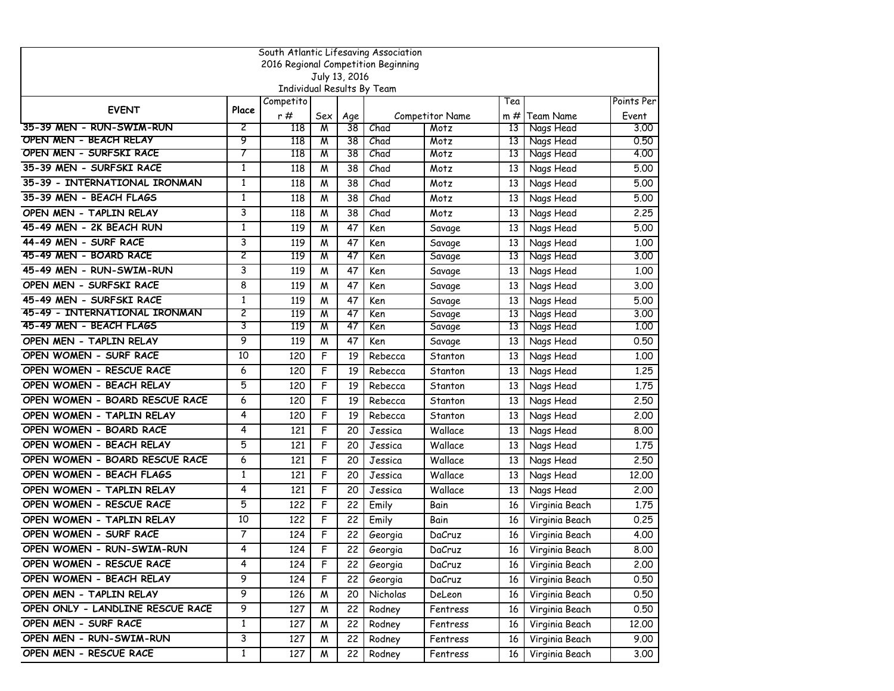| South Atlantic Lifesaving Association<br>2016 Regional Competition Beginning<br>July 13, 2016<br>Individual Results By Team | | | | | | | | | |
|---|---|---|---|---|---|---|---|---|---|
| EVENT | Place | Competitor # | Sex | Age | Competitor Name | | Team # | Team Name | Points Per Event |
| 35-39 MEN - RUN-SWIM-RUN | 2 | 118 | M | 38 | Chad | Motz | 13 | Nags Head | 3.00 |
| OPEN MEN - BEACH RELAY | 9 | 118 | M | 38 | Chad | Motz | 13 | Nags Head | 0.50 |
| OPEN MEN - SURFSKI RACE | 7 | 118 | M | 38 | Chad | Motz | 13 | Nags Head | 4.00 |
| 35-39 MEN - SURFSKI RACE | 1 | 118 | M | 38 | Chad | Motz | 13 | Nags Head | 5.00 |
| 35-39 - INTERNATIONAL IRONMAN | 1 | 118 | M | 38 | Chad | Motz | 13 | Nags Head | 5.00 |
| 35-39 MEN - BEACH FLAGS | 1 | 118 | M | 38 | Chad | Motz | 13 | Nags Head | 5.00 |
| OPEN MEN - TAPLIN RELAY | 3 | 118 | M | 38 | Chad | Motz | 13 | Nags Head | 2.25 |
| 45-49 MEN - 2K BEACH RUN | 1 | 119 | M | 47 | Ken | Savage | 13 | Nags Head | 5.00 |
| 44-49 MEN - SURF RACE | 3 | 119 | M | 47 | Ken | Savage | 13 | Nags Head | 1.00 |
| 45-49 MEN - BOARD RACE | 2 | 119 | M | 47 | Ken | Savage | 13 | Nags Head | 3.00 |
| 45-49 MEN - RUN-SWIM-RUN | 3 | 119 | M | 47 | Ken | Savage | 13 | Nags Head | 1.00 |
| OPEN MEN - SURFSKI RACE | 8 | 119 | M | 47 | Ken | Savage | 13 | Nags Head | 3.00 |
| 45-49 MEN - SURFSKI RACE | 1 | 119 | M | 47 | Ken | Savage | 13 | Nags Head | 5.00 |
| 45-49 - INTERNATIONAL IRONMAN | 2 | 119 | M | 47 | Ken | Savage | 13 | Nags Head | 3.00 |
| 45-49 MEN - BEACH FLAGS | 3 | 119 | M | 47 | Ken | Savage | 13 | Nags Head | 1.00 |
| OPEN MEN - TAPLIN RELAY | 9 | 119 | M | 47 | Ken | Savage | 13 | Nags Head | 0.50 |
| OPEN WOMEN - SURF RACE | 10 | 120 | F | 19 | Rebecca | Stanton | 13 | Nags Head | 1.00 |
| OPEN WOMEN - RESCUE RACE | 6 | 120 | F | 19 | Rebecca | Stanton | 13 | Nags Head | 1.25 |
| OPEN WOMEN - BEACH RELAY | 5 | 120 | F | 19 | Rebecca | Stanton | 13 | Nags Head | 1.75 |
| OPEN WOMEN - BOARD RESCUE RACE | 6 | 120 | F | 19 | Rebecca | Stanton | 13 | Nags Head | 2.50 |
| OPEN WOMEN - TAPLIN RELAY | 4 | 120 | F | 19 | Rebecca | Stanton | 13 | Nags Head | 2.00 |
| OPEN WOMEN - BOARD RACE | 4 | 121 | F | 20 | Jessica | Wallace | 13 | Nags Head | 8.00 |
| OPEN WOMEN - BEACH RELAY | 5 | 121 | F | 20 | Jessica | Wallace | 13 | Nags Head | 1.75 |
| OPEN WOMEN - BOARD RESCUE RACE | 6 | 121 | F | 20 | Jessica | Wallace | 13 | Nags Head | 2.50 |
| OPEN WOMEN - BEACH FLAGS | 1 | 121 | F | 20 | Jessica | Wallace | 13 | Nags Head | 12.00 |
| OPEN WOMEN - TAPLIN RELAY | 4 | 121 | F | 20 | Jessica | Wallace | 13 | Nags Head | 2.00 |
| OPEN WOMEN - RESCUE RACE | 5 | 122 | F | 22 | Emily | Bain | 16 | Virginia Beach | 1.75 |
| OPEN WOMEN - TAPLIN RELAY | 10 | 122 | F | 22 | Emily | Bain | 16 | Virginia Beach | 0.25 |
| OPEN WOMEN - SURF RACE | 7 | 124 | F | 22 | Georgia | DaCruz | 16 | Virginia Beach | 4.00 |
| OPEN WOMEN - RUN-SWIM-RUN | 4 | 124 | F | 22 | Georgia | DaCruz | 16 | Virginia Beach | 8.00 |
| OPEN WOMEN - RESCUE RACE | 4 | 124 | F | 22 | Georgia | DaCruz | 16 | Virginia Beach | 2.00 |
| OPEN WOMEN - BEACH RELAY | 9 | 124 | F | 22 | Georgia | DaCruz | 16 | Virginia Beach | 0.50 |
| OPEN MEN - TAPLIN RELAY | 9 | 126 | M | 20 | Nicholas | DeLeon | 16 | Virginia Beach | 0.50 |
| OPEN ONLY - LANDLINE RESCUE RACE | 9 | 127 | M | 22 | Rodney | Fentress | 16 | Virginia Beach | 0.50 |
| OPEN MEN - SURF RACE | 1 | 127 | M | 22 | Rodney | Fentress | 16 | Virginia Beach | 12.00 |
| OPEN MEN - RUN-SWIM-RUN | 3 | 127 | M | 22 | Rodney | Fentress | 16 | Virginia Beach | 9.00 |
| OPEN MEN - RESCUE RACE | 1 | 127 | M | 22 | Rodney | Fentress | 16 | Virginia Beach | 3.00 |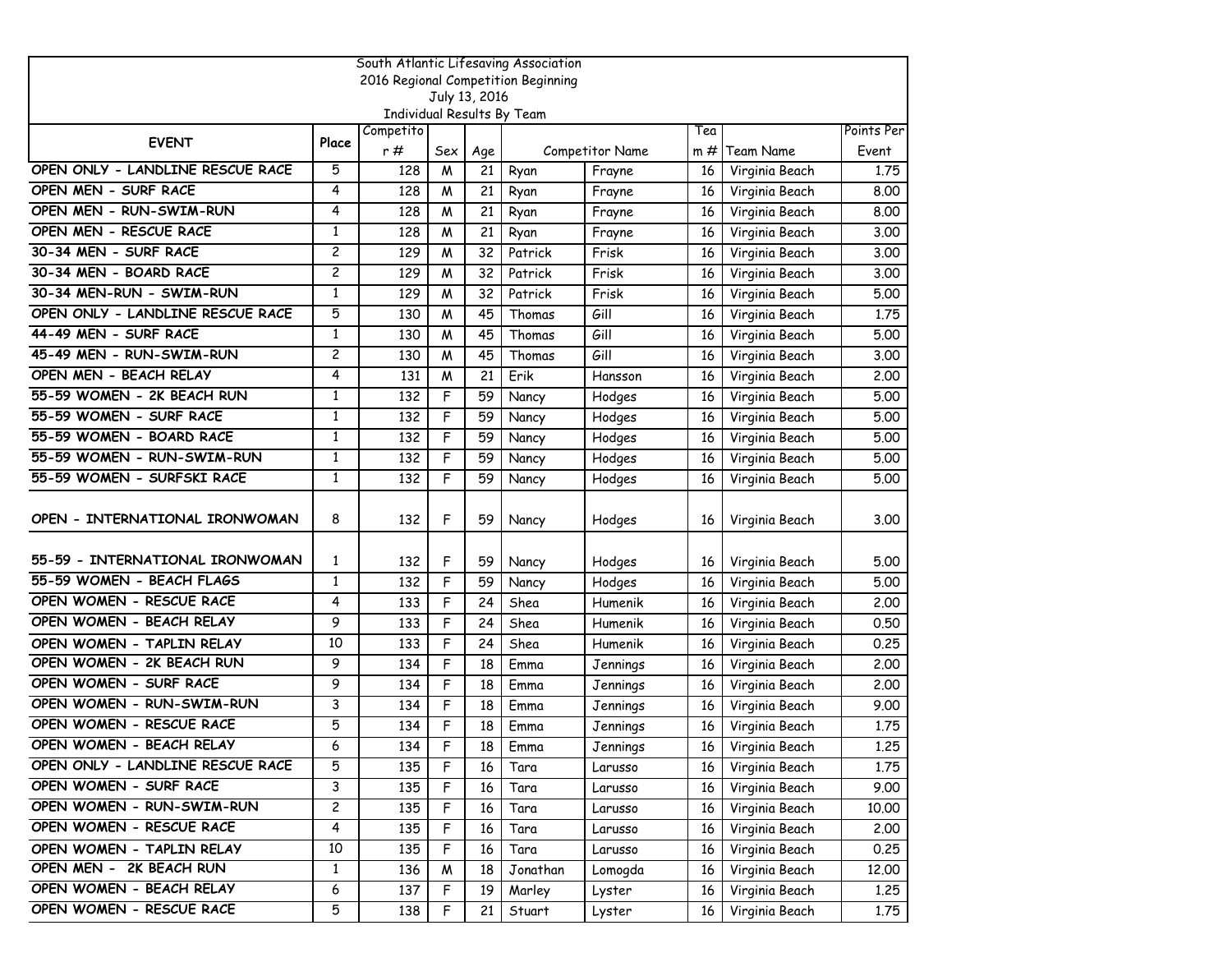South Atlantic Lifesaving Association
2016 Regional Competition Beginning
July 13, 2016
Individual Results By Team

| EVENT | Place | Competitor # | Sex | Age | Competitor Name | | Team # | Team Name | Points Per Event |
|---|---|---|---|---|---|---|---|---|---|
| OPEN ONLY - LANDLINE RESCUE RACE | 5 | 128 | M | 21 | Ryan | Frayne | 16 | Virginia Beach | 1.75 |
| OPEN MEN - SURF RACE | 4 | 128 | M | 21 | Ryan | Frayne | 16 | Virginia Beach | 8.00 |
| OPEN MEN - RUN-SWIM-RUN | 4 | 128 | M | 21 | Ryan | Frayne | 16 | Virginia Beach | 8.00 |
| OPEN MEN - RESCUE RACE | 1 | 128 | M | 21 | Ryan | Frayne | 16 | Virginia Beach | 3.00 |
| 30-34 MEN - SURF RACE | 2 | 129 | M | 32 | Patrick | Frisk | 16 | Virginia Beach | 3.00 |
| 30-34 MEN - BOARD RACE | 2 | 129 | M | 32 | Patrick | Frisk | 16 | Virginia Beach | 3.00 |
| 30-34 MEN-RUN - SWIM-RUN | 1 | 129 | M | 32 | Patrick | Frisk | 16 | Virginia Beach | 5.00 |
| OPEN ONLY - LANDLINE RESCUE RACE | 5 | 130 | M | 45 | Thomas | Gill | 16 | Virginia Beach | 1.75 |
| 44-49 MEN - SURF RACE | 1 | 130 | M | 45 | Thomas | Gill | 16 | Virginia Beach | 5.00 |
| 45-49 MEN - RUN-SWIM-RUN | 2 | 130 | M | 45 | Thomas | Gill | 16 | Virginia Beach | 3.00 |
| OPEN MEN - BEACH RELAY | 4 | 131 | M | 21 | Erik | Hansson | 16 | Virginia Beach | 2.00 |
| 55-59 WOMEN - 2K BEACH RUN | 1 | 132 | F | 59 | Nancy | Hodges | 16 | Virginia Beach | 5.00 |
| 55-59 WOMEN - SURF RACE | 1 | 132 | F | 59 | Nancy | Hodges | 16 | Virginia Beach | 5.00 |
| 55-59 WOMEN - BOARD RACE | 1 | 132 | F | 59 | Nancy | Hodges | 16 | Virginia Beach | 5.00 |
| 55-59 WOMEN - RUN-SWIM-RUN | 1 | 132 | F | 59 | Nancy | Hodges | 16 | Virginia Beach | 5.00 |
| 55-59 WOMEN - SURFSKI RACE | 1 | 132 | F | 59 | Nancy | Hodges | 16 | Virginia Beach | 5.00 |
| OPEN - INTERNATIONAL IRONWOMAN | 8 | 132 | F | 59 | Nancy | Hodges | 16 | Virginia Beach | 3.00 |
| 55-59 - INTERNATIONAL IRONWOMAN | 1 | 132 | F | 59 | Nancy | Hodges | 16 | Virginia Beach | 5.00 |
| 55-59 WOMEN - BEACH FLAGS | 1 | 132 | F | 59 | Nancy | Hodges | 16 | Virginia Beach | 5.00 |
| OPEN WOMEN - RESCUE RACE | 4 | 133 | F | 24 | Shea | Humenik | 16 | Virginia Beach | 2.00 |
| OPEN WOMEN - BEACH RELAY | 9 | 133 | F | 24 | Shea | Humenik | 16 | Virginia Beach | 0.50 |
| OPEN WOMEN - TAPLIN RELAY | 10 | 133 | F | 24 | Shea | Humenik | 16 | Virginia Beach | 0.25 |
| OPEN WOMEN - 2K BEACH RUN | 9 | 134 | F | 18 | Emma | Jennings | 16 | Virginia Beach | 2.00 |
| OPEN WOMEN - SURF RACE | 9 | 134 | F | 18 | Emma | Jennings | 16 | Virginia Beach | 2.00 |
| OPEN WOMEN - RUN-SWIM-RUN | 3 | 134 | F | 18 | Emma | Jennings | 16 | Virginia Beach | 9.00 |
| OPEN WOMEN - RESCUE RACE | 5 | 134 | F | 18 | Emma | Jennings | 16 | Virginia Beach | 1.75 |
| OPEN WOMEN - BEACH RELAY | 6 | 134 | F | 18 | Emma | Jennings | 16 | Virginia Beach | 1.25 |
| OPEN ONLY - LANDLINE RESCUE RACE | 5 | 135 | F | 16 | Tara | Larusso | 16 | Virginia Beach | 1.75 |
| OPEN WOMEN - SURF RACE | 3 | 135 | F | 16 | Tara | Larusso | 16 | Virginia Beach | 9.00 |
| OPEN WOMEN - RUN-SWIM-RUN | 2 | 135 | F | 16 | Tara | Larusso | 16 | Virginia Beach | 10.00 |
| OPEN WOMEN - RESCUE RACE | 4 | 135 | F | 16 | Tara | Larusso | 16 | Virginia Beach | 2.00 |
| OPEN WOMEN - TAPLIN RELAY | 10 | 135 | F | 16 | Tara | Larusso | 16 | Virginia Beach | 0.25 |
| OPEN MEN - 2K BEACH RUN | 1 | 136 | M | 18 | Jonathan | Lomogda | 16 | Virginia Beach | 12.00 |
| OPEN WOMEN - BEACH RELAY | 6 | 137 | F | 19 | Marley | Lyster | 16 | Virginia Beach | 1.25 |
| OPEN WOMEN - RESCUE RACE | 5 | 138 | F | 21 | Stuart | Lyster | 16 | Virginia Beach | 1.75 |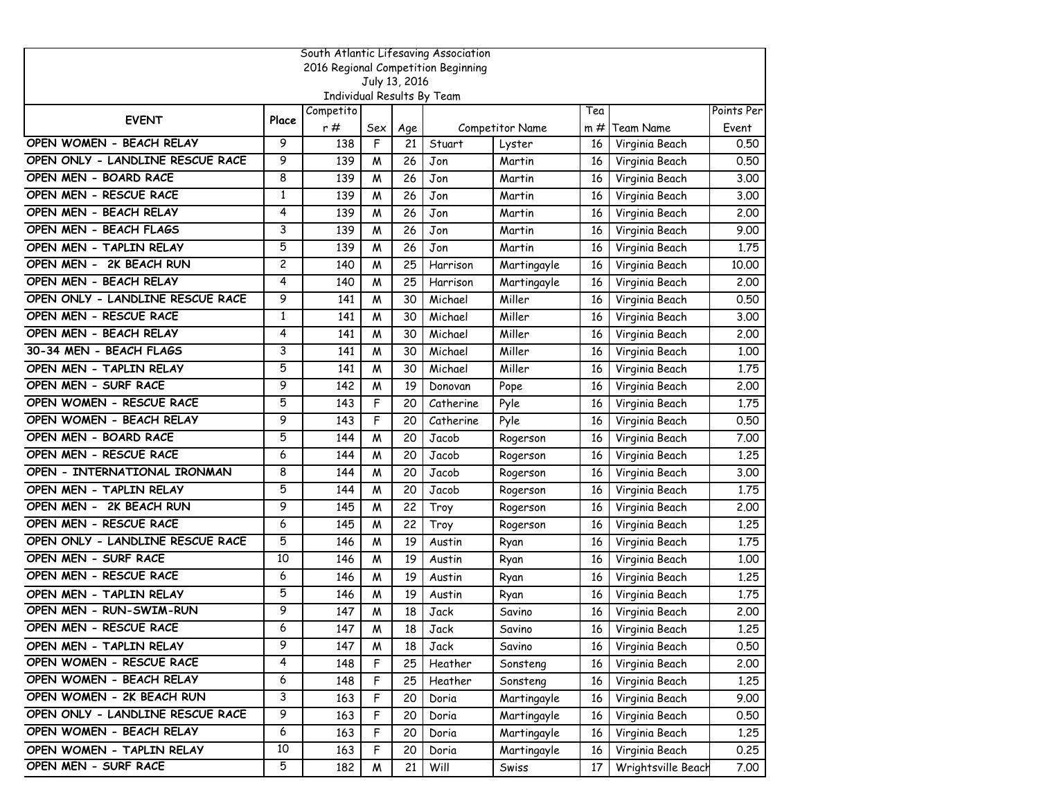South Atlantic Lifesaving Association
2016 Regional Competition Beginning
July 13, 2016
Individual Results By Team

| EVENT | Place | Competitor # | Sex | Age | Competitor Name | | Team # | Team Name | Points Per Event |
|---|---|---|---|---|---|---|---|---|---|
| OPEN WOMEN - BEACH RELAY | 9 | 138 | F | 21 | Stuart | Lyster | 16 | Virginia Beach | 0.50 |
| OPEN ONLY - LANDLINE RESCUE RACE | 9 | 139 | M | 26 | Jon | Martin | 16 | Virginia Beach | 0.50 |
| OPEN MEN - BOARD RACE | 8 | 139 | M | 26 | Jon | Martin | 16 | Virginia Beach | 3.00 |
| OPEN MEN - RESCUE RACE | 1 | 139 | M | 26 | Jon | Martin | 16 | Virginia Beach | 3.00 |
| OPEN MEN - BEACH RELAY | 4 | 139 | M | 26 | Jon | Martin | 16 | Virginia Beach | 2.00 |
| OPEN MEN - BEACH FLAGS | 3 | 139 | M | 26 | Jon | Martin | 16 | Virginia Beach | 9.00 |
| OPEN MEN - TAPLIN RELAY | 5 | 139 | M | 26 | Jon | Martin | 16 | Virginia Beach | 1.75 |
| OPEN MEN - 2K BEACH RUN | 2 | 140 | M | 25 | Harrison | Martingayle | 16 | Virginia Beach | 10.00 |
| OPEN MEN - BEACH RELAY | 4 | 140 | M | 25 | Harrison | Martingayle | 16 | Virginia Beach | 2.00 |
| OPEN ONLY - LANDLINE RESCUE RACE | 9 | 141 | M | 30 | Michael | Miller | 16 | Virginia Beach | 0.50 |
| OPEN MEN - RESCUE RACE | 1 | 141 | M | 30 | Michael | Miller | 16 | Virginia Beach | 3.00 |
| OPEN MEN - BEACH RELAY | 4 | 141 | M | 30 | Michael | Miller | 16 | Virginia Beach | 2.00 |
| 30-34 MEN - BEACH FLAGS | 3 | 141 | M | 30 | Michael | Miller | 16 | Virginia Beach | 1.00 |
| OPEN MEN - TAPLIN RELAY | 5 | 141 | M | 30 | Michael | Miller | 16 | Virginia Beach | 1.75 |
| OPEN MEN - SURF RACE | 9 | 142 | M | 19 | Donovan | Pope | 16 | Virginia Beach | 2.00 |
| OPEN WOMEN - RESCUE RACE | 5 | 143 | F | 20 | Catherine | Pyle | 16 | Virginia Beach | 1.75 |
| OPEN WOMEN - BEACH RELAY | 9 | 143 | F | 20 | Catherine | Pyle | 16 | Virginia Beach | 0.50 |
| OPEN MEN - BOARD RACE | 5 | 144 | M | 20 | Jacob | Rogerson | 16 | Virginia Beach | 7.00 |
| OPEN MEN - RESCUE RACE | 6 | 144 | M | 20 | Jacob | Rogerson | 16 | Virginia Beach | 1.25 |
| OPEN - INTERNATIONAL IRONMAN | 8 | 144 | M | 20 | Jacob | Rogerson | 16 | Virginia Beach | 3.00 |
| OPEN MEN - TAPLIN RELAY | 5 | 144 | M | 20 | Jacob | Rogerson | 16 | Virginia Beach | 1.75 |
| OPEN MEN - 2K BEACH RUN | 9 | 145 | M | 22 | Troy | Rogerson | 16 | Virginia Beach | 2.00 |
| OPEN MEN - RESCUE RACE | 6 | 145 | M | 22 | Troy | Rogerson | 16 | Virginia Beach | 1.25 |
| OPEN ONLY - LANDLINE RESCUE RACE | 5 | 146 | M | 19 | Austin | Ryan | 16 | Virginia Beach | 1.75 |
| OPEN MEN - SURF RACE | 10 | 146 | M | 19 | Austin | Ryan | 16 | Virginia Beach | 1.00 |
| OPEN MEN - RESCUE RACE | 6 | 146 | M | 19 | Austin | Ryan | 16 | Virginia Beach | 1.25 |
| OPEN MEN - TAPLIN RELAY | 5 | 146 | M | 19 | Austin | Ryan | 16 | Virginia Beach | 1.75 |
| OPEN MEN - RUN-SWIM-RUN | 9 | 147 | M | 18 | Jack | Savino | 16 | Virginia Beach | 2.00 |
| OPEN MEN - RESCUE RACE | 6 | 147 | M | 18 | Jack | Savino | 16 | Virginia Beach | 1.25 |
| OPEN MEN - TAPLIN RELAY | 9 | 147 | M | 18 | Jack | Savino | 16 | Virginia Beach | 0.50 |
| OPEN WOMEN - RESCUE RACE | 4 | 148 | F | 25 | Heather | Sonsteng | 16 | Virginia Beach | 2.00 |
| OPEN WOMEN - BEACH RELAY | 6 | 148 | F | 25 | Heather | Sonsteng | 16 | Virginia Beach | 1.25 |
| OPEN WOMEN - 2K BEACH RUN | 3 | 163 | F | 20 | Doria | Martingayle | 16 | Virginia Beach | 9.00 |
| OPEN ONLY - LANDLINE RESCUE RACE | 9 | 163 | F | 20 | Doria | Martingayle | 16 | Virginia Beach | 0.50 |
| OPEN WOMEN - BEACH RELAY | 6 | 163 | F | 20 | Doria | Martingayle | 16 | Virginia Beach | 1.25 |
| OPEN WOMEN - TAPLIN RELAY | 10 | 163 | F | 20 | Doria | Martingayle | 16 | Virginia Beach | 0.25 |
| OPEN MEN - SURF RACE | 5 | 182 | M | 21 | Will | Swiss | 17 | Wrightsville Beach | 7.00 |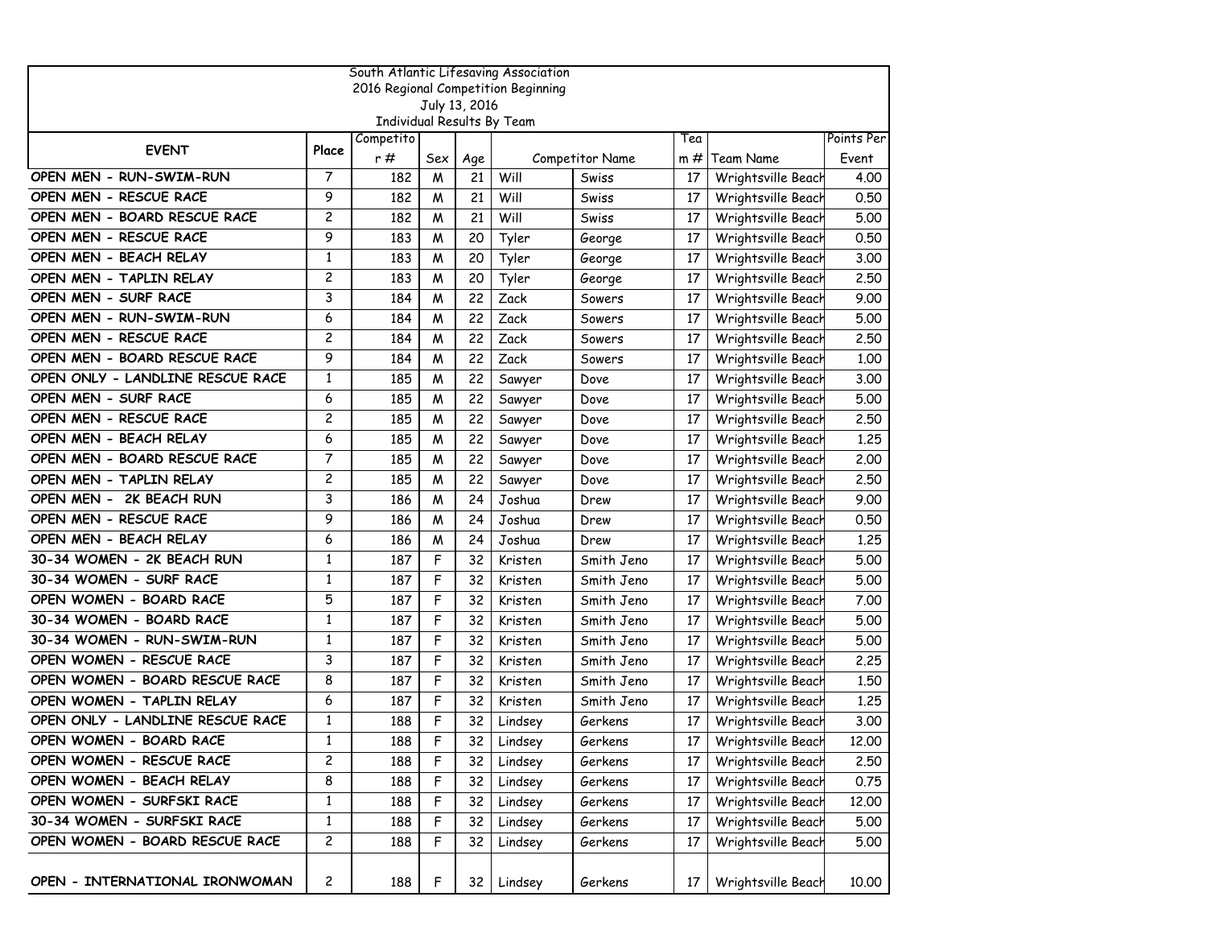South Atlantic Lifesaving Association
2016 Regional Competition Beginning
July 13, 2016
Individual Results By Team

| EVENT | Place | Competitor # | Sex | Age | Competitor Name | | Team # | Team Name | Points Per Event |
|---|---|---|---|---|---|---|---|---|---|
| OPEN MEN - RUN-SWIM-RUN | 7 | 182 | M | 21 | Will | Swiss | 17 | Wrightsville Beach | 4.00 |
| OPEN MEN - RESCUE RACE | 9 | 182 | M | 21 | Will | Swiss | 17 | Wrightsville Beach | 0.50 |
| OPEN MEN - BOARD RESCUE RACE | 2 | 182 | M | 21 | Will | Swiss | 17 | Wrightsville Beach | 5.00 |
| OPEN MEN - RESCUE RACE | 9 | 183 | M | 20 | Tyler | George | 17 | Wrightsville Beach | 0.50 |
| OPEN MEN - BEACH RELAY | 1 | 183 | M | 20 | Tyler | George | 17 | Wrightsville Beach | 3.00 |
| OPEN MEN - TAPLIN RELAY | 2 | 183 | M | 20 | Tyler | George | 17 | Wrightsville Beach | 2.50 |
| OPEN MEN - SURF RACE | 3 | 184 | M | 22 | Zack | Sowers | 17 | Wrightsville Beach | 9.00 |
| OPEN MEN - RUN-SWIM-RUN | 6 | 184 | M | 22 | Zack | Sowers | 17 | Wrightsville Beach | 5.00 |
| OPEN MEN - RESCUE RACE | 2 | 184 | M | 22 | Zack | Sowers | 17 | Wrightsville Beach | 2.50 |
| OPEN MEN - BOARD RESCUE RACE | 9 | 184 | M | 22 | Zack | Sowers | 17 | Wrightsville Beach | 1.00 |
| OPEN ONLY - LANDLINE RESCUE RACE | 1 | 185 | M | 22 | Sawyer | Dove | 17 | Wrightsville Beach | 3.00 |
| OPEN MEN - SURF RACE | 6 | 185 | M | 22 | Sawyer | Dove | 17 | Wrightsville Beach | 5.00 |
| OPEN MEN - RESCUE RACE | 2 | 185 | M | 22 | Sawyer | Dove | 17 | Wrightsville Beach | 2.50 |
| OPEN MEN - BEACH RELAY | 6 | 185 | M | 22 | Sawyer | Dove | 17 | Wrightsville Beach | 1.25 |
| OPEN MEN - BOARD RESCUE RACE | 7 | 185 | M | 22 | Sawyer | Dove | 17 | Wrightsville Beach | 2.00 |
| OPEN MEN - TAPLIN RELAY | 2 | 185 | M | 22 | Sawyer | Dove | 17 | Wrightsville Beach | 2.50 |
| OPEN MEN - 2K BEACH RUN | 3 | 186 | M | 24 | Joshua | Drew | 17 | Wrightsville Beach | 9.00 |
| OPEN MEN - RESCUE RACE | 9 | 186 | M | 24 | Joshua | Drew | 17 | Wrightsville Beach | 0.50 |
| OPEN MEN - BEACH RELAY | 6 | 186 | M | 24 | Joshua | Drew | 17 | Wrightsville Beach | 1.25 |
| 30-34 WOMEN - 2K BEACH RUN | 1 | 187 | F | 32 | Kristen | Smith Jeno | 17 | Wrightsville Beach | 5.00 |
| 30-34 WOMEN - SURF RACE | 1 | 187 | F | 32 | Kristen | Smith Jeno | 17 | Wrightsville Beach | 5.00 |
| OPEN WOMEN - BOARD RACE | 5 | 187 | F | 32 | Kristen | Smith Jeno | 17 | Wrightsville Beach | 7.00 |
| 30-34 WOMEN - BOARD RACE | 1 | 187 | F | 32 | Kristen | Smith Jeno | 17 | Wrightsville Beach | 5.00 |
| 30-34 WOMEN - RUN-SWIM-RUN | 1 | 187 | F | 32 | Kristen | Smith Jeno | 17 | Wrightsville Beach | 5.00 |
| OPEN WOMEN - RESCUE RACE | 3 | 187 | F | 32 | Kristen | Smith Jeno | 17 | Wrightsville Beach | 2.25 |
| OPEN WOMEN - BOARD RESCUE RACE | 8 | 187 | F | 32 | Kristen | Smith Jeno | 17 | Wrightsville Beach | 1.50 |
| OPEN WOMEN - TAPLIN RELAY | 6 | 187 | F | 32 | Kristen | Smith Jeno | 17 | Wrightsville Beach | 1.25 |
| OPEN ONLY - LANDLINE RESCUE RACE | 1 | 188 | F | 32 | Lindsey | Gerkens | 17 | Wrightsville Beach | 3.00 |
| OPEN WOMEN - BOARD RACE | 1 | 188 | F | 32 | Lindsey | Gerkens | 17 | Wrightsville Beach | 12.00 |
| OPEN WOMEN - RESCUE RACE | 2 | 188 | F | 32 | Lindsey | Gerkens | 17 | Wrightsville Beach | 2.50 |
| OPEN WOMEN - BEACH RELAY | 8 | 188 | F | 32 | Lindsey | Gerkens | 17 | Wrightsville Beach | 0.75 |
| OPEN WOMEN - SURFSKI RACE | 1 | 188 | F | 32 | Lindsey | Gerkens | 17 | Wrightsville Beach | 12.00 |
| 30-34 WOMEN - SURFSKI RACE | 1 | 188 | F | 32 | Lindsey | Gerkens | 17 | Wrightsville Beach | 5.00 |
| OPEN WOMEN - BOARD RESCUE RACE | 2 | 188 | F | 32 | Lindsey | Gerkens | 17 | Wrightsville Beach | 5.00 |
| OPEN - INTERNATIONAL IRONWOMAN | 2 | 188 | F | 32 | Lindsey | Gerkens | 17 | Wrightsville Beach | 10.00 |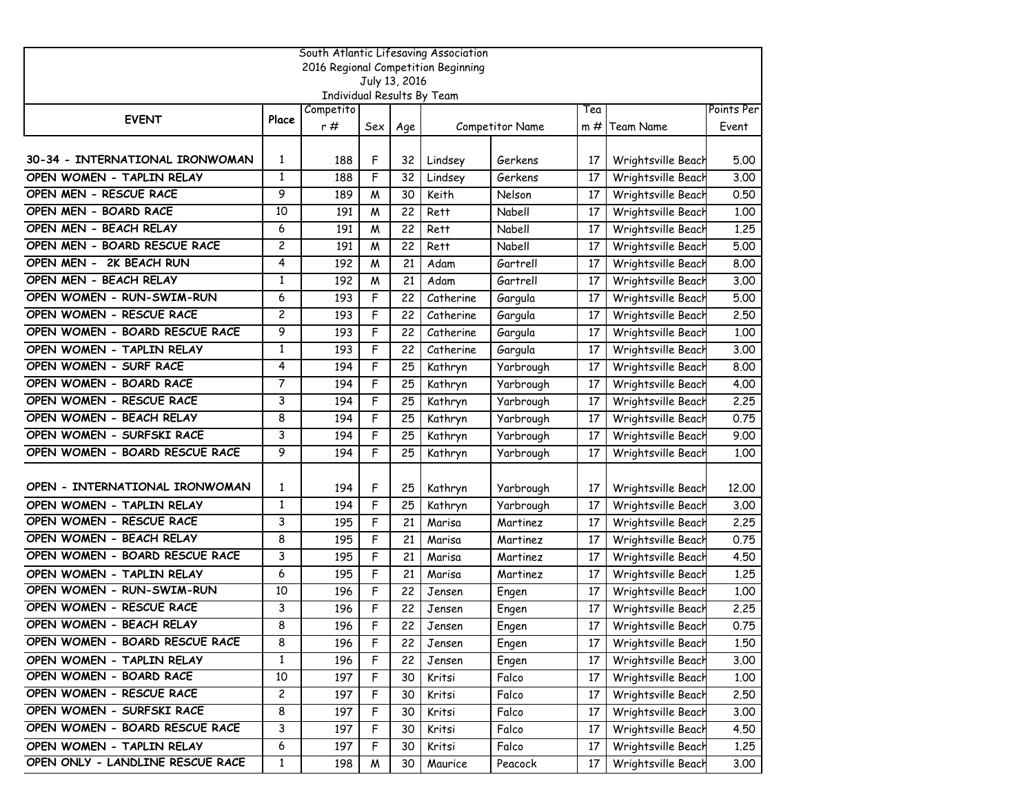South Atlantic Lifesaving Association
2016 Regional Competition Beginning
July 13, 2016
Individual Results By Team

| EVENT | Place | Competitor # | Sex | Age | Competitor Name | | Team # | Team Name | Points Per Event |
|---|---|---|---|---|---|---|---|---|---|
| 30-34 - INTERNATIONAL IRONWOMAN | 1 | 188 | F | 32 | Lindsey | Gerkens | 17 | Wrightsville Beach | 5.00 |
| OPEN WOMEN - TAPLIN RELAY | 1 | 188 | F | 32 | Lindsey | Gerkens | 17 | Wrightsville Beach | 3.00 |
| OPEN MEN - RESCUE RACE | 9 | 189 | M | 30 | Keith | Nelson | 17 | Wrightsville Beach | 0.50 |
| OPEN MEN - BOARD RACE | 10 | 191 | M | 22 | Rett | Nabell | 17 | Wrightsville Beach | 1.00 |
| OPEN MEN - BEACH RELAY | 6 | 191 | M | 22 | Rett | Nabell | 17 | Wrightsville Beach | 1.25 |
| OPEN MEN - BOARD RESCUE RACE | 2 | 191 | M | 22 | Rett | Nabell | 17 | Wrightsville Beach | 5.00 |
| OPEN MEN - 2K BEACH RUN | 4 | 192 | M | 21 | Adam | Gartrell | 17 | Wrightsville Beach | 8.00 |
| OPEN MEN - BEACH RELAY | 1 | 192 | M | 21 | Adam | Gartrell | 17 | Wrightsville Beach | 3.00 |
| OPEN WOMEN - RUN-SWIM-RUN | 6 | 193 | F | 22 | Catherine | Gargula | 17 | Wrightsville Beach | 5.00 |
| OPEN WOMEN - RESCUE RACE | 2 | 193 | F | 22 | Catherine | Gargula | 17 | Wrightsville Beach | 2.50 |
| OPEN WOMEN - BOARD RESCUE RACE | 9 | 193 | F | 22 | Catherine | Gargula | 17 | Wrightsville Beach | 1.00 |
| OPEN WOMEN - TAPLIN RELAY | 1 | 193 | F | 22 | Catherine | Gargula | 17 | Wrightsville Beach | 3.00 |
| OPEN WOMEN - SURF RACE | 4 | 194 | F | 25 | Kathryn | Yarbrough | 17 | Wrightsville Beach | 8.00 |
| OPEN WOMEN - BOARD RACE | 7 | 194 | F | 25 | Kathryn | Yarbrough | 17 | Wrightsville Beach | 4.00 |
| OPEN WOMEN - RESCUE RACE | 3 | 194 | F | 25 | Kathryn | Yarbrough | 17 | Wrightsville Beach | 2.25 |
| OPEN WOMEN - BEACH RELAY | 8 | 194 | F | 25 | Kathryn | Yarbrough | 17 | Wrightsville Beach | 0.75 |
| OPEN WOMEN - SURFSKI RACE | 3 | 194 | F | 25 | Kathryn | Yarbrough | 17 | Wrightsville Beach | 9.00 |
| OPEN WOMEN - BOARD RESCUE RACE | 9 | 194 | F | 25 | Kathryn | Yarbrough | 17 | Wrightsville Beach | 1.00 |
| OPEN - INTERNATIONAL IRONWOMAN | 1 | 194 | F | 25 | Kathryn | Yarbrough | 17 | Wrightsville Beach | 12.00 |
| OPEN WOMEN - TAPLIN RELAY | 1 | 194 | F | 25 | Kathryn | Yarbrough | 17 | Wrightsville Beach | 3.00 |
| OPEN WOMEN - RESCUE RACE | 3 | 195 | F | 21 | Marisa | Martinez | 17 | Wrightsville Beach | 2.25 |
| OPEN WOMEN - BEACH RELAY | 8 | 195 | F | 21 | Marisa | Martinez | 17 | Wrightsville Beach | 0.75 |
| OPEN WOMEN - BOARD RESCUE RACE | 3 | 195 | F | 21 | Marisa | Martinez | 17 | Wrightsville Beach | 4.50 |
| OPEN WOMEN - TAPLIN RELAY | 6 | 195 | F | 21 | Marisa | Martinez | 17 | Wrightsville Beach | 1.25 |
| OPEN WOMEN - RUN-SWIM-RUN | 10 | 196 | F | 22 | Jensen | Engen | 17 | Wrightsville Beach | 1.00 |
| OPEN WOMEN - RESCUE RACE | 3 | 196 | F | 22 | Jensen | Engen | 17 | Wrightsville Beach | 2.25 |
| OPEN WOMEN - BEACH RELAY | 8 | 196 | F | 22 | Jensen | Engen | 17 | Wrightsville Beach | 0.75 |
| OPEN WOMEN - BOARD RESCUE RACE | 8 | 196 | F | 22 | Jensen | Engen | 17 | Wrightsville Beach | 1.50 |
| OPEN WOMEN - TAPLIN RELAY | 1 | 196 | F | 22 | Jensen | Engen | 17 | Wrightsville Beach | 3.00 |
| OPEN WOMEN - BOARD RACE | 10 | 197 | F | 30 | Kritsi | Falco | 17 | Wrightsville Beach | 1.00 |
| OPEN WOMEN - RESCUE RACE | 2 | 197 | F | 30 | Kritsi | Falco | 17 | Wrightsville Beach | 2.50 |
| OPEN WOMEN - SURFSKI RACE | 8 | 197 | F | 30 | Kritsi | Falco | 17 | Wrightsville Beach | 3.00 |
| OPEN WOMEN - BOARD RESCUE RACE | 3 | 197 | F | 30 | Kritsi | Falco | 17 | Wrightsville Beach | 4.50 |
| OPEN WOMEN - TAPLIN RELAY | 6 | 197 | F | 30 | Kritsi | Falco | 17 | Wrightsville Beach | 1.25 |
| OPEN ONLY - LANDLINE RESCUE RACE | 1 | 198 | M | 30 | Maurice | Peacock | 17 | Wrightsville Beach | 3.00 |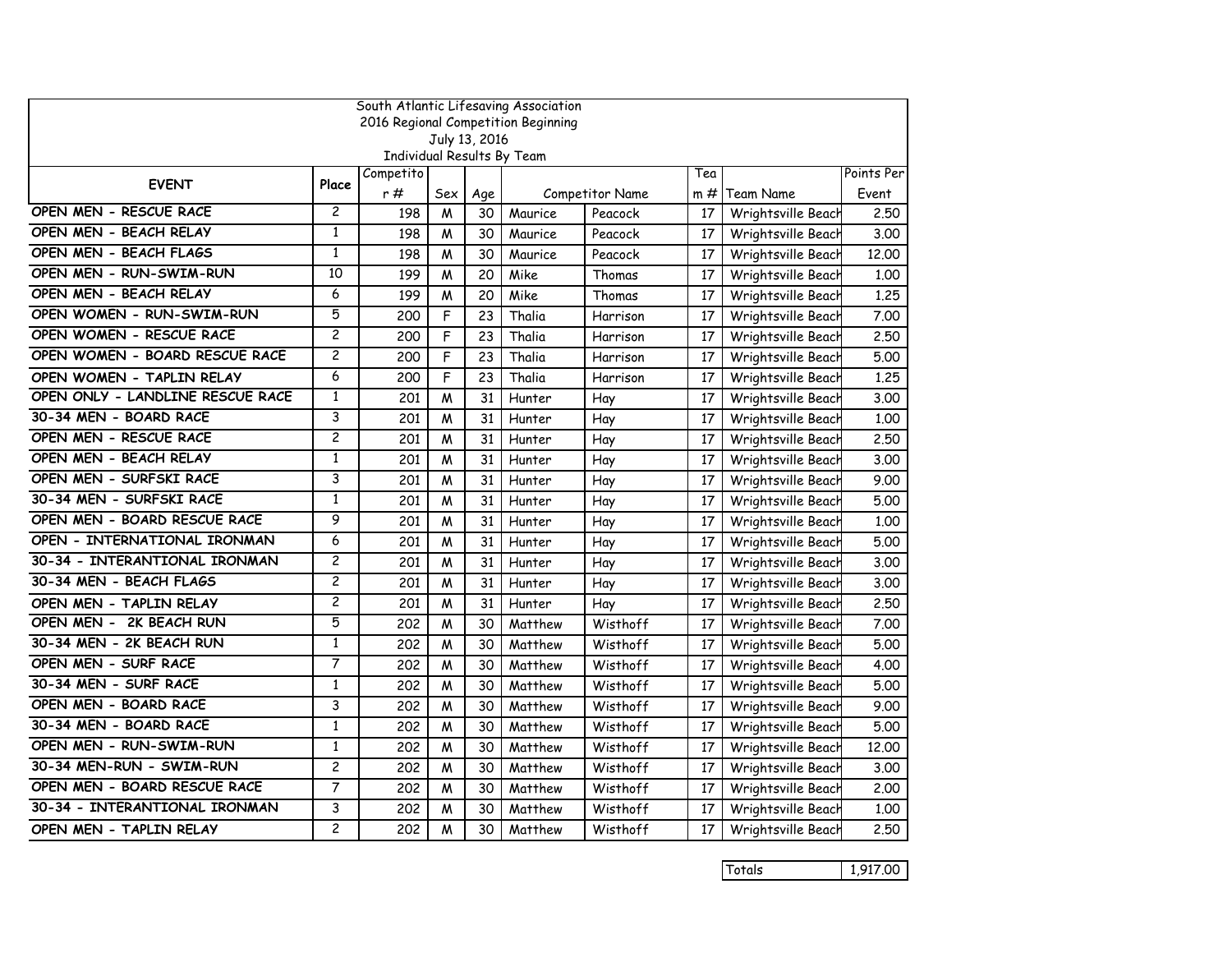South Atlantic Lifesaving Association
2016 Regional Competition Beginning
July 13, 2016
Individual Results By Team

| EVENT | Place | Competitor # | Sex | Age | Competitor Name | | Team # | Team Name | Points Per Event |
|---|---|---|---|---|---|---|---|---|---|
| OPEN MEN - RESCUE RACE | 2 | 198 | M | 30 | Maurice | Peacock | 17 | Wrightsville Beach | 2.50 |
| OPEN MEN - BEACH RELAY | 1 | 198 | M | 30 | Maurice | Peacock | 17 | Wrightsville Beach | 3.00 |
| OPEN MEN - BEACH FLAGS | 1 | 198 | M | 30 | Maurice | Peacock | 17 | Wrightsville Beach | 12.00 |
| OPEN MEN - RUN-SWIM-RUN | 10 | 199 | M | 20 | Mike | Thomas | 17 | Wrightsville Beach | 1.00 |
| OPEN MEN - BEACH RELAY | 6 | 199 | M | 20 | Mike | Thomas | 17 | Wrightsville Beach | 1.25 |
| OPEN WOMEN - RUN-SWIM-RUN | 5 | 200 | F | 23 | Thalia | Harrison | 17 | Wrightsville Beach | 7.00 |
| OPEN WOMEN - RESCUE RACE | 2 | 200 | F | 23 | Thalia | Harrison | 17 | Wrightsville Beach | 2.50 |
| OPEN WOMEN - BOARD RESCUE RACE | 2 | 200 | F | 23 | Thalia | Harrison | 17 | Wrightsville Beach | 5.00 |
| OPEN WOMEN - TAPLIN RELAY | 6 | 200 | F | 23 | Thalia | Harrison | 17 | Wrightsville Beach | 1.25 |
| OPEN ONLY - LANDLINE RESCUE RACE | 1 | 201 | M | 31 | Hunter | Hay | 17 | Wrightsville Beach | 3.00 |
| 30-34 MEN - BOARD RACE | 3 | 201 | M | 31 | Hunter | Hay | 17 | Wrightsville Beach | 1.00 |
| OPEN MEN - RESCUE RACE | 2 | 201 | M | 31 | Hunter | Hay | 17 | Wrightsville Beach | 2.50 |
| OPEN MEN - BEACH RELAY | 1 | 201 | M | 31 | Hunter | Hay | 17 | Wrightsville Beach | 3.00 |
| OPEN MEN - SURFSKI RACE | 3 | 201 | M | 31 | Hunter | Hay | 17 | Wrightsville Beach | 9.00 |
| 30-34 MEN - SURFSKI RACE | 1 | 201 | M | 31 | Hunter | Hay | 17 | Wrightsville Beach | 5.00 |
| OPEN MEN - BOARD RESCUE RACE | 9 | 201 | M | 31 | Hunter | Hay | 17 | Wrightsville Beach | 1.00 |
| OPEN - INTERNATIONAL IRONMAN | 6 | 201 | M | 31 | Hunter | Hay | 17 | Wrightsville Beach | 5.00 |
| 30-34 - INTERANTIONAL IRONMAN | 2 | 201 | M | 31 | Hunter | Hay | 17 | Wrightsville Beach | 3.00 |
| 30-34 MEN - BEACH FLAGS | 2 | 201 | M | 31 | Hunter | Hay | 17 | Wrightsville Beach | 3.00 |
| OPEN MEN - TAPLIN RELAY | 2 | 201 | M | 31 | Hunter | Hay | 17 | Wrightsville Beach | 2.50 |
| OPEN MEN - 2K BEACH RUN | 5 | 202 | M | 30 | Matthew | Wisthoff | 17 | Wrightsville Beach | 7.00 |
| 30-34 MEN - 2K BEACH RUN | 1 | 202 | M | 30 | Matthew | Wisthoff | 17 | Wrightsville Beach | 5.00 |
| OPEN MEN - SURF RACE | 7 | 202 | M | 30 | Matthew | Wisthoff | 17 | Wrightsville Beach | 4.00 |
| 30-34 MEN - SURF RACE | 1 | 202 | M | 30 | Matthew | Wisthoff | 17 | Wrightsville Beach | 5.00 |
| OPEN MEN - BOARD RACE | 3 | 202 | M | 30 | Matthew | Wisthoff | 17 | Wrightsville Beach | 9.00 |
| 30-34 MEN - BOARD RACE | 1 | 202 | M | 30 | Matthew | Wisthoff | 17 | Wrightsville Beach | 5.00 |
| OPEN MEN - RUN-SWIM-RUN | 1 | 202 | M | 30 | Matthew | Wisthoff | 17 | Wrightsville Beach | 12.00 |
| 30-34 MEN-RUN - SWIM-RUN | 2 | 202 | M | 30 | Matthew | Wisthoff | 17 | Wrightsville Beach | 3.00 |
| OPEN MEN - BOARD RESCUE RACE | 7 | 202 | M | 30 | Matthew | Wisthoff | 17 | Wrightsville Beach | 2.00 |
| 30-34 - INTERANTIONAL IRONMAN | 3 | 202 | M | 30 | Matthew | Wisthoff | 17 | Wrightsville Beach | 1.00 |
| OPEN MEN - TAPLIN RELAY | 2 | 202 | M | 30 | Matthew | Wisthoff | 17 | Wrightsville Beach | 2.50 |

| | |
|---|---|
| Totals | 1,917.00 |